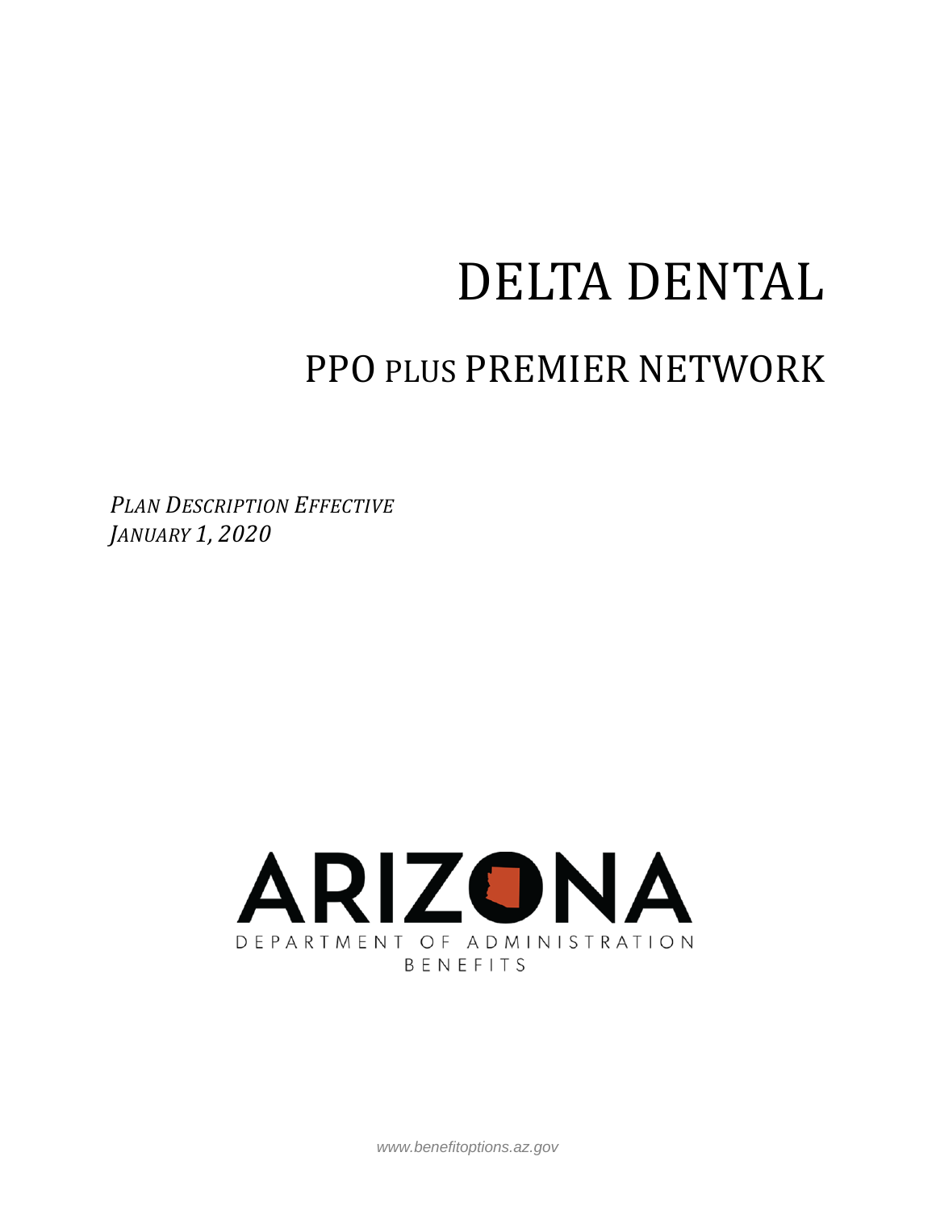# DELTA DENTAL

## PPO PLUS PREMIER NETWORK

*PLAN DESCRIPTION EFFECTIVE*
*JANUARY 1, 2020*

ARIZONA
DEPARTMENT OF ADMINISTRATION
BENEFITS

www.benefitoptions.az.gov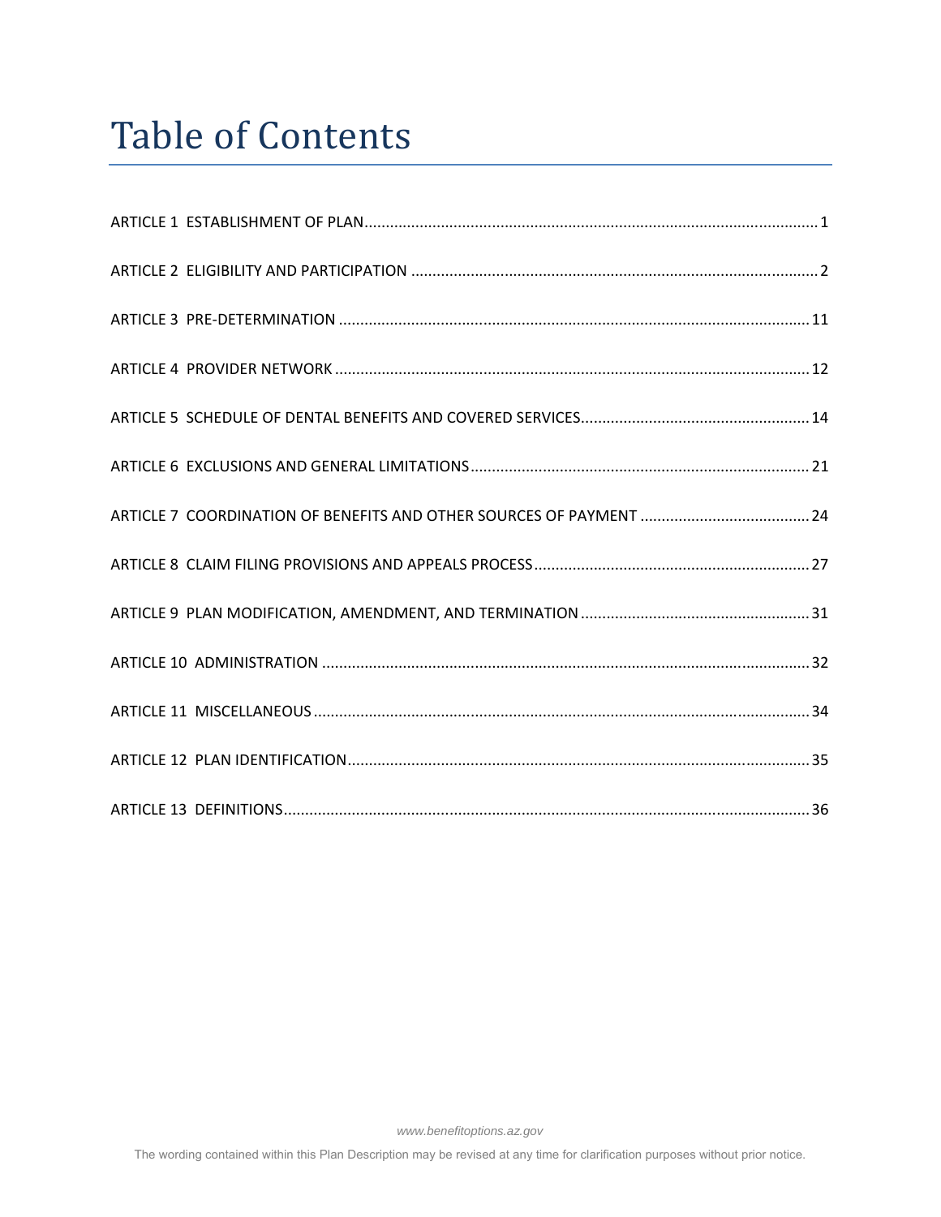# Table of Contents

ARTICLE 1 ESTABLISHMENT OF PLAN ..................................................... 1

ARTICLE 2 ELIGIBILITY AND PARTICIPATION ..................................................... 2

ARTICLE 3 PRE-DETERMINATION ..................................................... 11

ARTICLE 4 PROVIDER NETWORK ..................................................... 12

ARTICLE 5 SCHEDULE OF DENTAL BENEFITS AND COVERED SERVICES ..................................................... 14

ARTICLE 6 EXCLUSIONS AND GENERAL LIMITATIONS ..................................................... 21

ARTICLE 7 COORDINATION OF BENEFITS AND OTHER SOURCES OF PAYMENT ..................................................... 24

ARTICLE 8 CLAIM FILING PROVISIONS AND APPEALS PROCESS ..................................................... 27

ARTICLE 9 PLAN MODIFICATION, AMENDMENT, AND TERMINATION ..................................................... 31

ARTICLE 10 ADMINISTRATION ..................................................... 32

ARTICLE 11 MISCELLANEOUS ..................................................... 34

ARTICLE 12 PLAN IDENTIFICATION ..................................................... 35

ARTICLE 13 DEFINITIONS ..................................................... 36

*www.benefitoptions.az.gov*

The wording contained within this Plan Description may be revised at any time for clarification purposes without prior notice.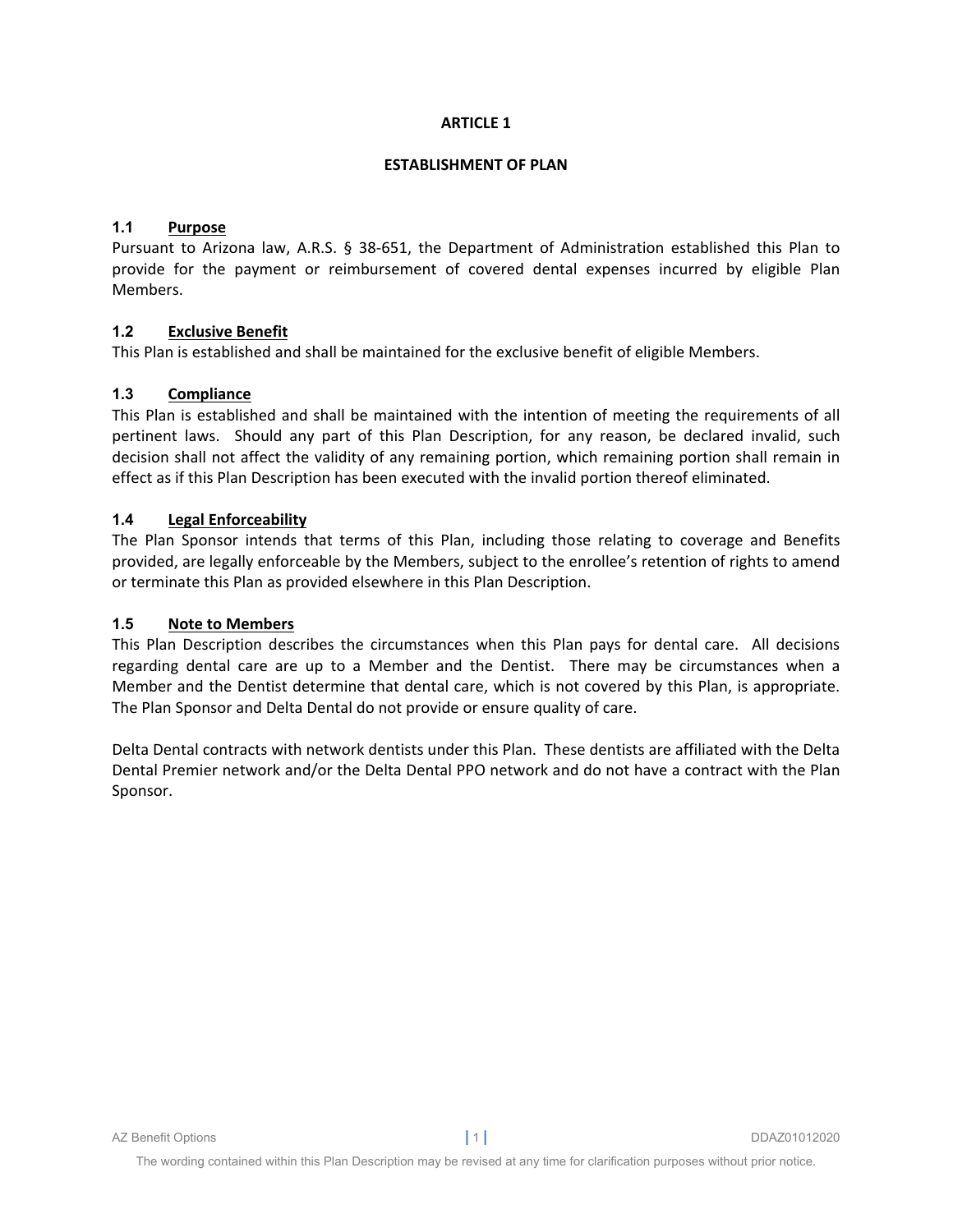# ARTICLE 1

# ESTABLISHMENT OF PLAN

## 1.1 Purpose

Pursuant to Arizona law, A.R.S. § 38-651, the Department of Administration established this Plan to provide for the payment or reimbursement of covered dental expenses incurred by eligible Plan Members.

## 1.2 Exclusive Benefit

This Plan is established and shall be maintained for the exclusive benefit of eligible Members.

## 1.3 Compliance

This Plan is established and shall be maintained with the intention of meeting the requirements of all pertinent laws. Should any part of this Plan Description, for any reason, be declared invalid, such decision shall not affect the validity of any remaining portion, which remaining portion shall remain in effect as if this Plan Description has been executed with the invalid portion thereof eliminated.

## 1.4 Legal Enforceability

The Plan Sponsor intends that terms of this Plan, including those relating to coverage and Benefits provided, are legally enforceable by the Members, subject to the enrollee's retention of rights to amend or terminate this Plan as provided elsewhere in this Plan Description.

## 1.5 Note to Members

This Plan Description describes the circumstances when this Plan pays for dental care. All decisions regarding dental care are up to a Member and the Dentist. There may be circumstances when a Member and the Dentist determine that dental care, which is not covered by this Plan, is appropriate. The Plan Sponsor and Delta Dental do not provide or ensure quality of care.

Delta Dental contracts with network dentists under this Plan. These dentists are affiliated with the Delta Dental Premier network and/or the Delta Dental PPO network and do not have a contract with the Plan Sponsor.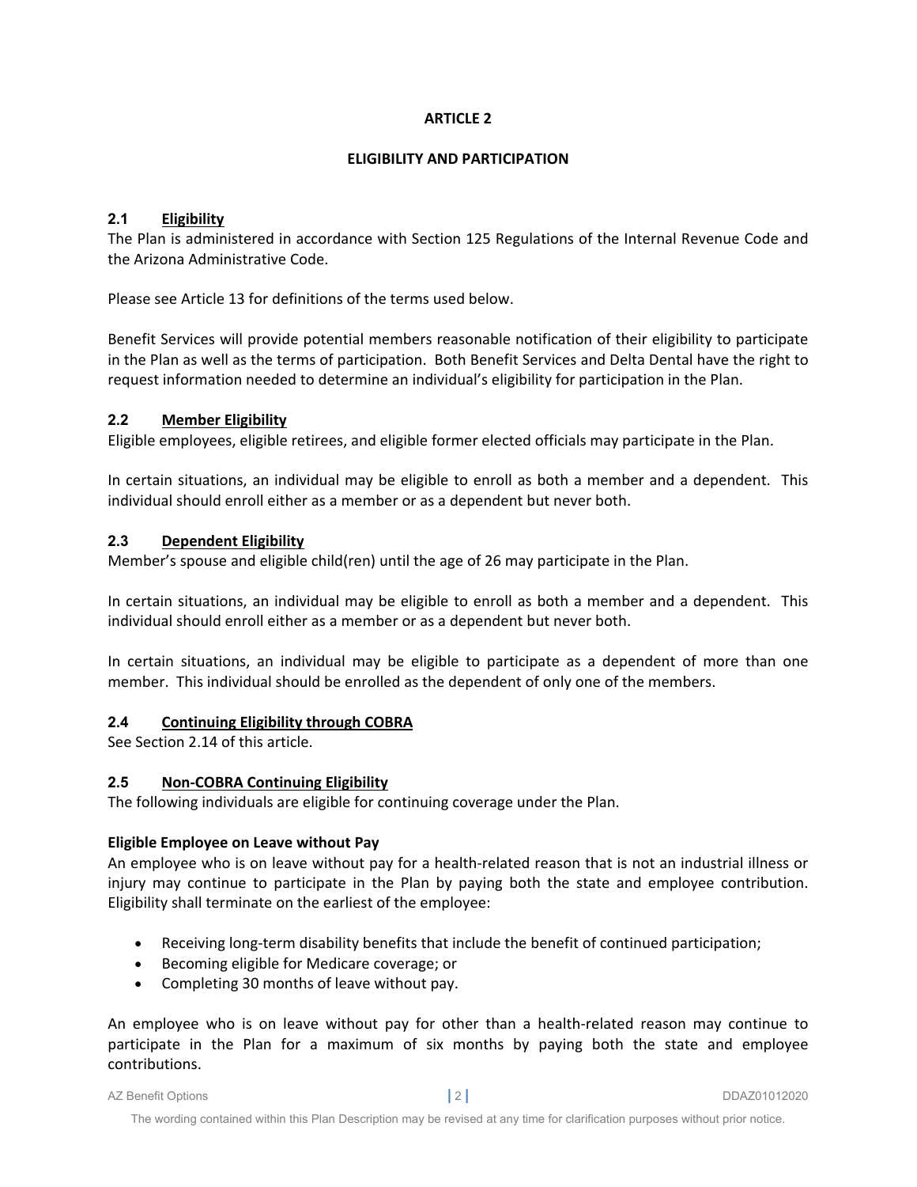# ARTICLE 2

# ELIGIBILITY AND PARTICIPATION

## 2.1 Eligibility

The Plan is administered in accordance with Section 125 Regulations of the Internal Revenue Code and the Arizona Administrative Code.

Please see Article 13 for definitions of the terms used below.

Benefit Services will provide potential members reasonable notification of their eligibility to participate in the Plan as well as the terms of participation. Both Benefit Services and Delta Dental have the right to request information needed to determine an individual's eligibility for participation in the Plan.

## 2.2 Member Eligibility

Eligible employees, eligible retirees, and eligible former elected officials may participate in the Plan.

In certain situations, an individual may be eligible to enroll as both a member and a dependent. This individual should enroll either as a member or as a dependent but never both.

## 2.3 Dependent Eligibility

Member's spouse and eligible child(ren) until the age of 26 may participate in the Plan.

In certain situations, an individual may be eligible to enroll as both a member and a dependent. This individual should enroll either as a member or as a dependent but never both.

In certain situations, an individual may be eligible to participate as a dependent of more than one member. This individual should be enrolled as the dependent of only one of the members.

## 2.4 Continuing Eligibility through COBRA

See Section 2.14 of this article.

## 2.5 Non-COBRA Continuing Eligibility

The following individuals are eligible for continuing coverage under the Plan.

**Eligible Employee on Leave without Pay**

An employee who is on leave without pay for a health-related reason that is not an industrial illness or injury may continue to participate in the Plan by paying both the state and employee contribution. Eligibility shall terminate on the earliest of the employee:

- Receiving long-term disability benefits that include the benefit of continued participation;
- Becoming eligible for Medicare coverage; or
- Completing 30 months of leave without pay.

An employee who is on leave without pay for other than a health-related reason may continue to participate in the Plan for a maximum of six months by paying both the state and employee contributions.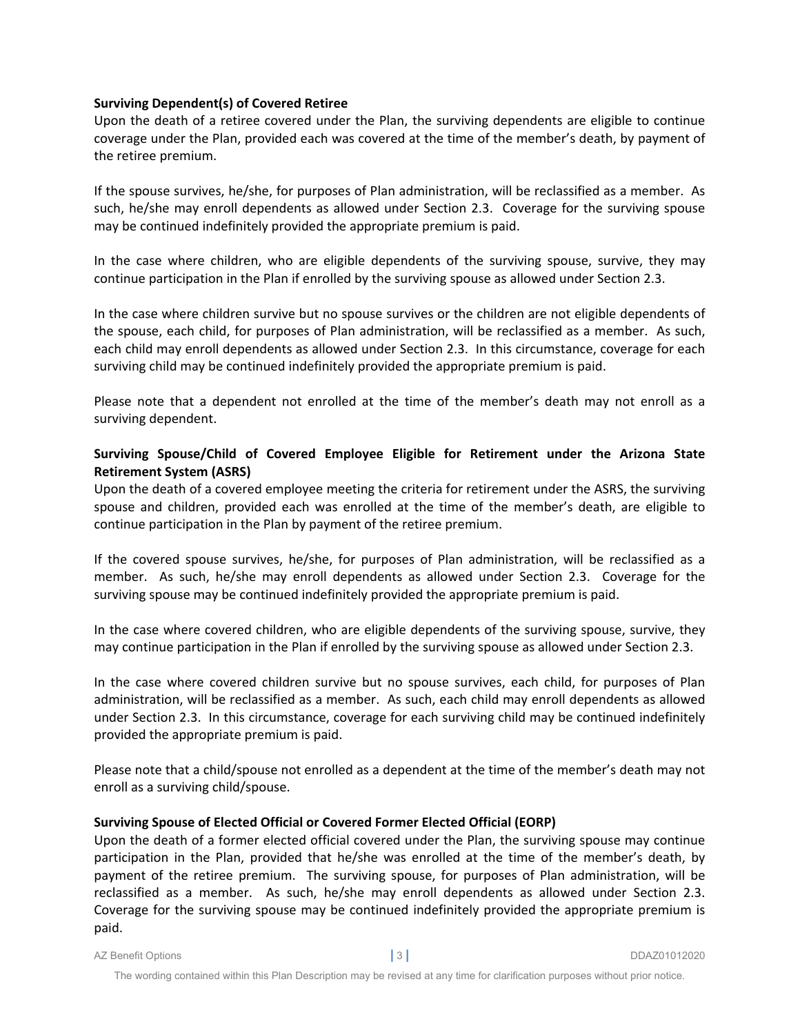**Surviving Dependent(s) of Covered Retiree**

Upon the death of a retiree covered under the Plan, the surviving dependents are eligible to continue coverage under the Plan, provided each was covered at the time of the member's death, by payment of the retiree premium.

If the spouse survives, he/she, for purposes of Plan administration, will be reclassified as a member. As such, he/she may enroll dependents as allowed under Section 2.3. Coverage for the surviving spouse may be continued indefinitely provided the appropriate premium is paid.

In the case where children, who are eligible dependents of the surviving spouse, survive, they may continue participation in the Plan if enrolled by the surviving spouse as allowed under Section 2.3.

In the case where children survive but no spouse survives or the children are not eligible dependents of the spouse, each child, for purposes of Plan administration, will be reclassified as a member. As such, each child may enroll dependents as allowed under Section 2.3. In this circumstance, coverage for each surviving child may be continued indefinitely provided the appropriate premium is paid.

Please note that a dependent not enrolled at the time of the member's death may not enroll as a surviving dependent.

**Surviving Spouse/Child of Covered Employee Eligible for Retirement under the Arizona State Retirement System (ASRS)**

Upon the death of a covered employee meeting the criteria for retirement under the ASRS, the surviving spouse and children, provided each was enrolled at the time of the member's death, are eligible to continue participation in the Plan by payment of the retiree premium.

If the covered spouse survives, he/she, for purposes of Plan administration, will be reclassified as a member. As such, he/she may enroll dependents as allowed under Section 2.3. Coverage for the surviving spouse may be continued indefinitely provided the appropriate premium is paid.

In the case where covered children, who are eligible dependents of the surviving spouse, survive, they may continue participation in the Plan if enrolled by the surviving spouse as allowed under Section 2.3.

In the case where covered children survive but no spouse survives, each child, for purposes of Plan administration, will be reclassified as a member. As such, each child may enroll dependents as allowed under Section 2.3. In this circumstance, coverage for each surviving child may be continued indefinitely provided the appropriate premium is paid.

Please note that a child/spouse not enrolled as a dependent at the time of the member's death may not enroll as a surviving child/spouse.

**Surviving Spouse of Elected Official or Covered Former Elected Official (EORP)**

Upon the death of a former elected official covered under the Plan, the surviving spouse may continue participation in the Plan, provided that he/she was enrolled at the time of the member's death, by payment of the retiree premium. The surviving spouse, for purposes of Plan administration, will be reclassified as a member. As such, he/she may enroll dependents as allowed under Section 2.3. Coverage for the surviving spouse may be continued indefinitely provided the appropriate premium is paid.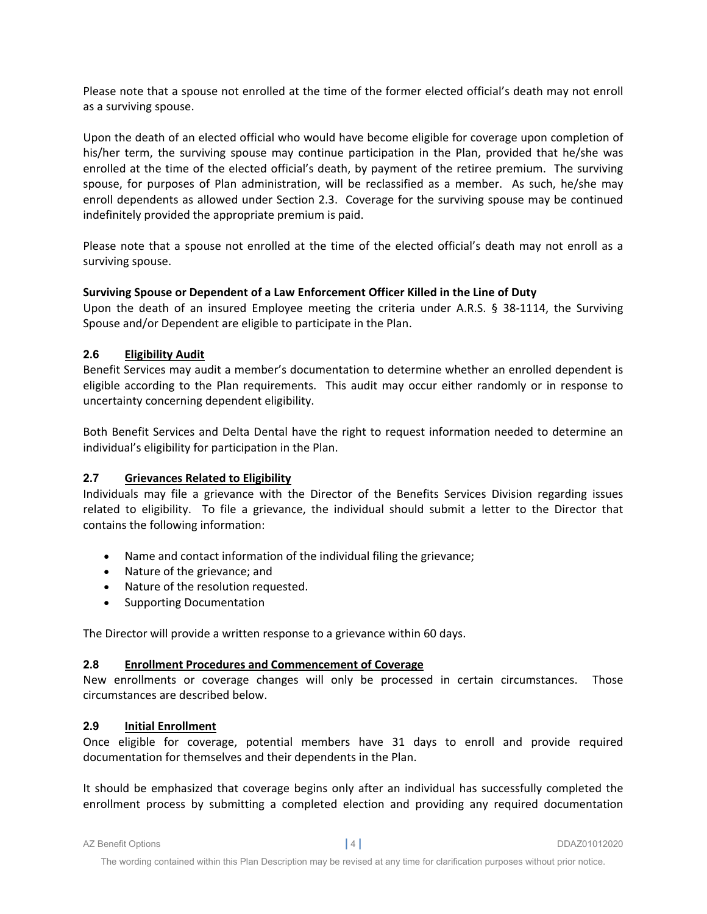Please note that a spouse not enrolled at the time of the former elected official's death may not enroll as a surviving spouse.

Upon the death of an elected official who would have become eligible for coverage upon completion of his/her term, the surviving spouse may continue participation in the Plan, provided that he/she was enrolled at the time of the elected official's death, by payment of the retiree premium. The surviving spouse, for purposes of Plan administration, will be reclassified as a member. As such, he/she may enroll dependents as allowed under Section 2.3. Coverage for the surviving spouse may be continued indefinitely provided the appropriate premium is paid.

Please note that a spouse not enrolled at the time of the elected official's death may not enroll as a surviving spouse.

**Surviving Spouse or Dependent of a Law Enforcement Officer Killed in the Line of Duty**
Upon the death of an insured Employee meeting the criteria under A.R.S. § 38-1114, the Surviving Spouse and/or Dependent are eligible to participate in the Plan.

### 2.6 Eligibility Audit

Benefit Services may audit a member's documentation to determine whether an enrolled dependent is eligible according to the Plan requirements. This audit may occur either randomly or in response to uncertainty concerning dependent eligibility.

Both Benefit Services and Delta Dental have the right to request information needed to determine an individual's eligibility for participation in the Plan.

### 2.7 Grievances Related to Eligibility

Individuals may file a grievance with the Director of the Benefits Services Division regarding issues related to eligibility. To file a grievance, the individual should submit a letter to the Director that contains the following information:

- Name and contact information of the individual filing the grievance;
- Nature of the grievance; and
- Nature of the resolution requested.
- Supporting Documentation

The Director will provide a written response to a grievance within 60 days.

### 2.8 Enrollment Procedures and Commencement of Coverage

New enrollments or coverage changes will only be processed in certain circumstances. Those circumstances are described below.

### 2.9 Initial Enrollment

Once eligible for coverage, potential members have 31 days to enroll and provide required documentation for themselves and their dependents in the Plan.

It should be emphasized that coverage begins only after an individual has successfully completed the enrollment process by submitting a completed election and providing any required documentation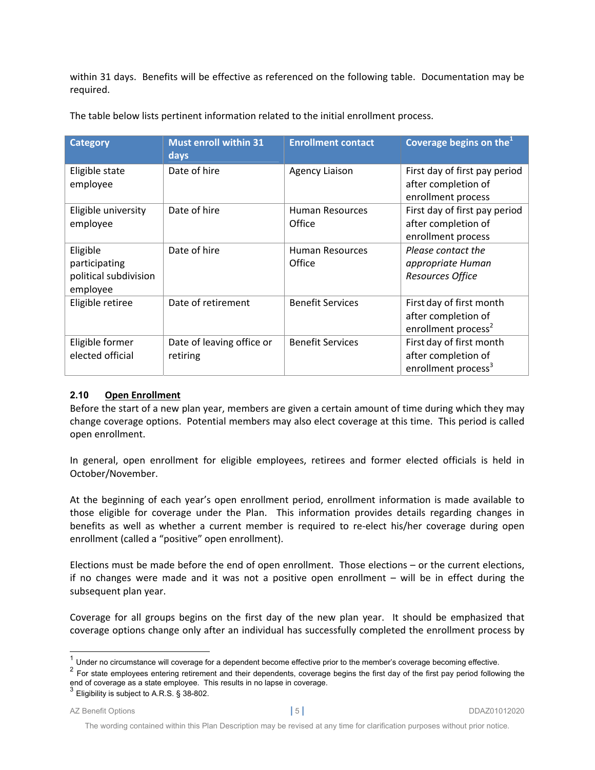within 31 days. Benefits will be effective as referenced on the following table. Documentation may be required.

The table below lists pertinent information related to the initial enrollment process.

| Category | Must enroll within 31 days | Enrollment contact | Coverage begins on the[1] |
|---|---|---|---|
| Eligible state employee | Date of hire | Agency Liaison | First day of first pay period after completion of enrollment process |
| Eligible university employee | Date of hire | Human Resources Office | First day of first pay period after completion of enrollment process |
| Eligible participating political subdivision employee | Date of hire | Human Resources Office | *Please contact the appropriate Human Resources Office* |
| Eligible retiree | Date of retirement | Benefit Services | First day of first month after completion of enrollment process[2] |
| Eligible former elected official | Date of leaving office or retiring | Benefit Services | First day of first month after completion of enrollment process[3] |

### 2.10 Open Enrollment

Before the start of a new plan year, members are given a certain amount of time during which they may change coverage options. Potential members may also elect coverage at this time. This period is called open enrollment.

In general, open enrollment for eligible employees, retirees and former elected officials is held in October/November.

At the beginning of each year's open enrollment period, enrollment information is made available to those eligible for coverage under the Plan. This information provides details regarding changes in benefits as well as whether a current member is required to re-elect his/her coverage during open enrollment (called a "positive" open enrollment).

Elections must be made before the end of open enrollment. Those elections – or the current elections, if no changes were made and it was not a positive open enrollment – will be in effect during the subsequent plan year.

Coverage for all groups begins on the first day of the new plan year. It should be emphasized that coverage options change only after an individual has successfully completed the enrollment process by

---

[1] Under no circumstance will coverage for a dependent become effective prior to the member's coverage becoming effective.

[2] For state employees entering retirement and their dependents, coverage begins the first day of the first pay period following the end of coverage as a state employee. This results in no lapse in coverage.

[3] Eligibility is subject to A.R.S. § 38-802.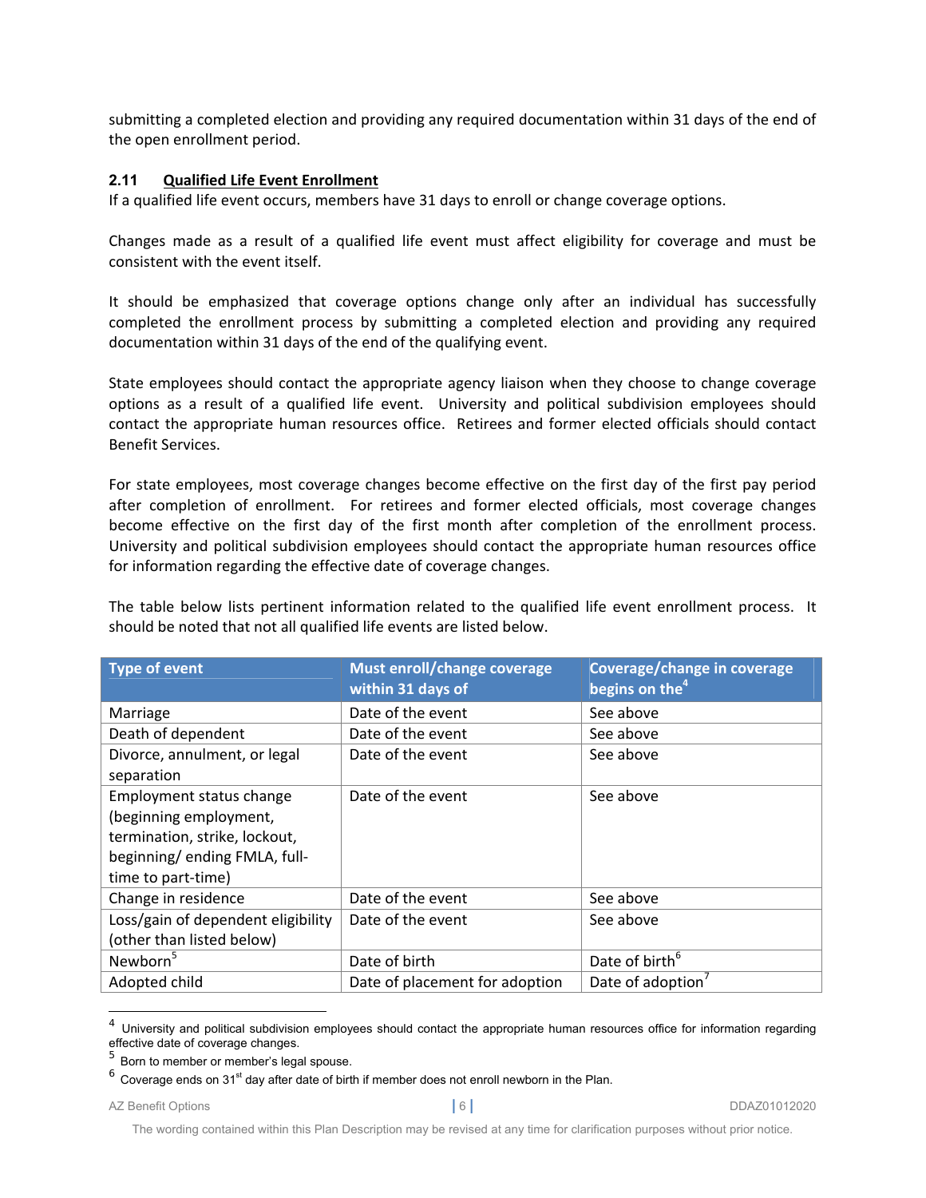submitting a completed election and providing any required documentation within 31 days of the end of the open enrollment period.

### 2.11 Qualified Life Event Enrollment

If a qualified life event occurs, members have 31 days to enroll or change coverage options.

Changes made as a result of a qualified life event must affect eligibility for coverage and must be consistent with the event itself.

It should be emphasized that coverage options change only after an individual has successfully completed the enrollment process by submitting a completed election and providing any required documentation within 31 days of the end of the qualifying event.

State employees should contact the appropriate agency liaison when they choose to change coverage options as a result of a qualified life event. University and political subdivision employees should contact the appropriate human resources office. Retirees and former elected officials should contact Benefit Services.

For state employees, most coverage changes become effective on the first day of the first pay period after completion of enrollment. For retirees and former elected officials, most coverage changes become effective on the first day of the first month after completion of the enrollment process. University and political subdivision employees should contact the appropriate human resources office for information regarding the effective date of coverage changes.

The table below lists pertinent information related to the qualified life event enrollment process. It should be noted that not all qualified life events are listed below.

| Type of event | Must enroll/change coverage within 31 days of | Coverage/change in coverage begins on the[4] |
|---|---|---|
| Marriage | Date of the event | See above |
| Death of dependent | Date of the event | See above |
| Divorce, annulment, or legal separation | Date of the event | See above |
| Employment status change (beginning employment, termination, strike, lockout, beginning/ ending FMLA, full-time to part-time) | Date of the event | See above |
| Change in residence | Date of the event | See above |
| Loss/gain of dependent eligibility (other than listed below) | Date of the event | See above |
| Newborn[5] | Date of birth | Date of birth[6] |
| Adopted child | Date of placement for adoption | Date of adoption[7] |

[4] University and political subdivision employees should contact the appropriate human resources office for information regarding effective date of coverage changes.

[5] Born to member or member's legal spouse.

[6] Coverage ends on 31st day after date of birth if member does not enroll newborn in the Plan.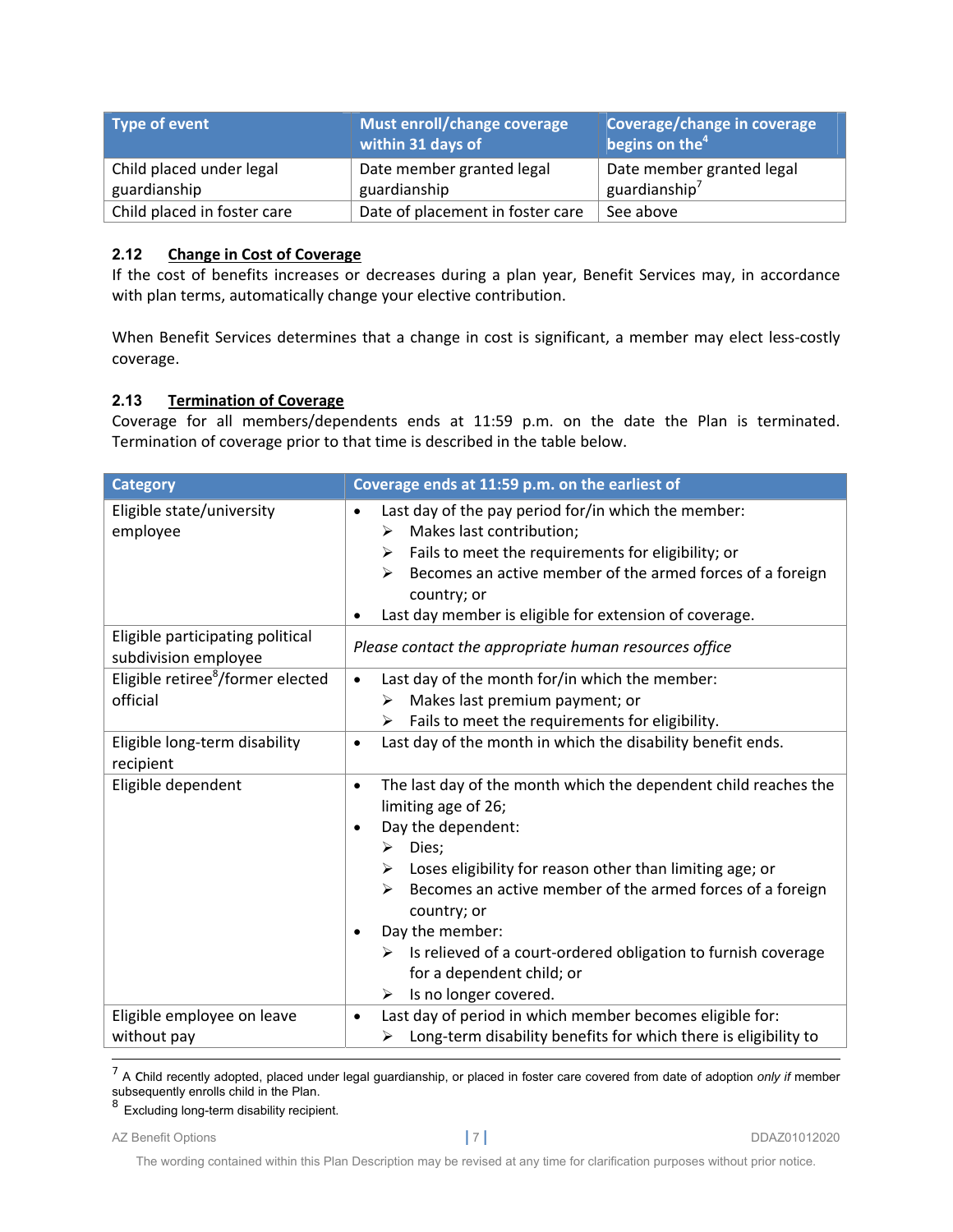| Type of event | Must enroll/change coverage within 31 days of | Coverage/change in coverage begins on the[4] |
|---|---|---|
| Child placed under legal guardianship | Date member granted legal guardianship | Date member granted legal guardianship[7] |
| Child placed in foster care | Date of placement in foster care | See above |

### 2.12 Change in Cost of Coverage

If the cost of benefits increases or decreases during a plan year, Benefit Services may, in accordance with plan terms, automatically change your elective contribution.

When Benefit Services determines that a change in cost is significant, a member may elect less-costly coverage.

### 2.13 Termination of Coverage

Coverage for all members/dependents ends at 11:59 p.m. on the date the Plan is terminated. Termination of coverage prior to that time is described in the table below.

| Category | Coverage ends at 11:59 p.m. on the earliest of |
|---|---|
| Eligible state/university employee | • Last day of the pay period for/in which the member:<br>➢ Makes last contribution;<br>➢ Fails to meet the requirements for eligibility; or<br>➢ Becomes an active member of the armed forces of a foreign country; or<br>• Last day member is eligible for extension of coverage. |
| Eligible participating political subdivision employee | *Please contact the appropriate human resources office* |
| Eligible retiree[8]/former elected official | • Last day of the month for/in which the member:<br>➢ Makes last premium payment; or<br>➢ Fails to meet the requirements for eligibility. |
| Eligible long-term disability recipient | • Last day of the month in which the disability benefit ends. |
| Eligible dependent | • The last day of the month which the dependent child reaches the limiting age of 26;<br>• Day the dependent:<br>➢ Dies;<br>➢ Loses eligibility for reason other than limiting age; or<br>➢ Becomes an active member of the armed forces of a foreign country; or<br>• Day the member:<br>➢ Is relieved of a court-ordered obligation to furnish coverage for a dependent child; or<br>➢ Is no longer covered. |
| Eligible employee on leave without pay | • Last day of period in which member becomes eligible for:<br>➢ Long-term disability benefits for which there is eligibility to |

[7] A Child recently adopted, placed under legal guardianship, or placed in foster care covered from date of adoption *only if* member subsequently enrolls child in the Plan.

[8] Excluding long-term disability recipient.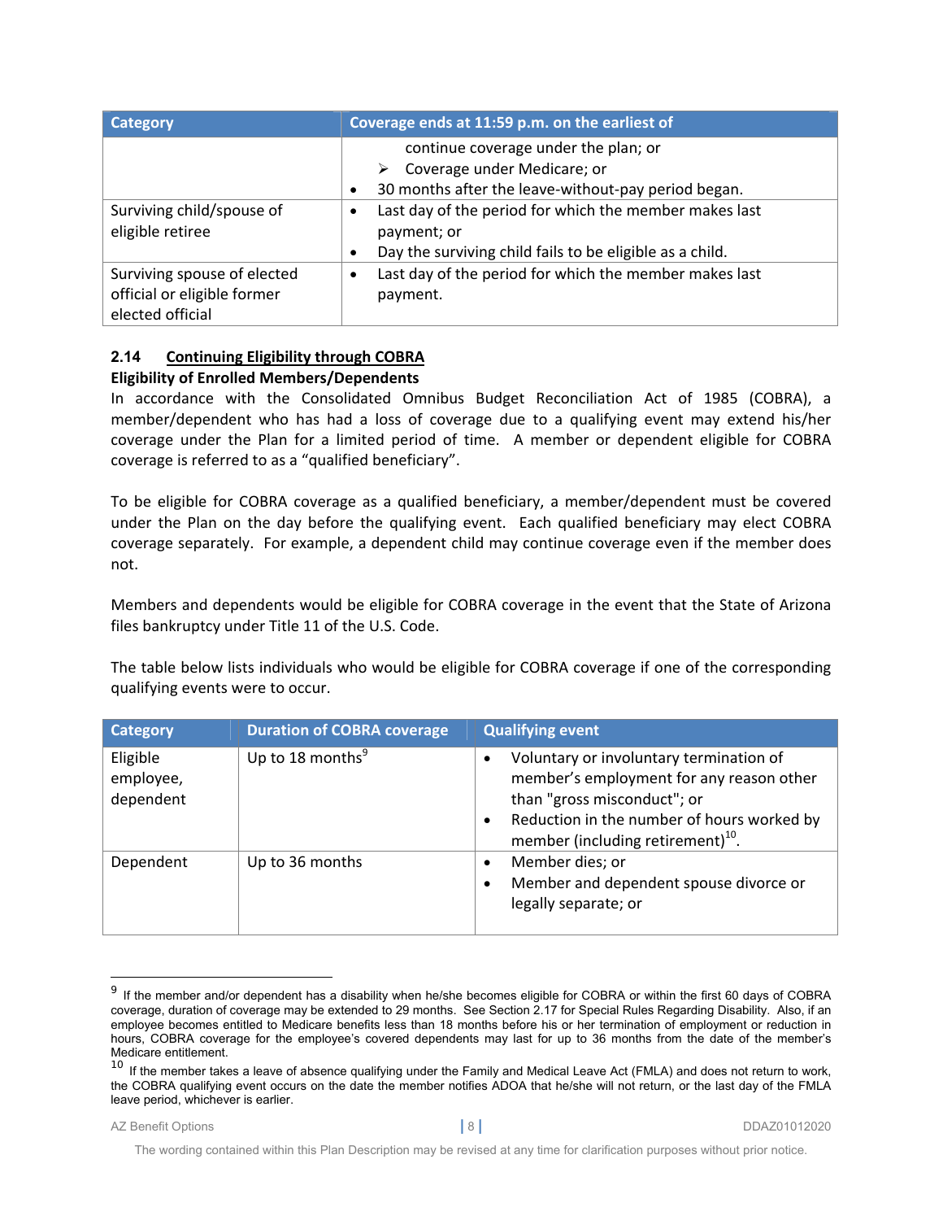| Category | Coverage ends at 11:59 p.m. on the earliest of |
|---|---|
| | continue coverage under the plan; or<br>➢ Coverage under Medicare; or<br>• 30 months after the leave-without-pay period began. |
| Surviving child/spouse of eligible retiree | • Last day of the period for which the member makes last payment; or<br>• Day the surviving child fails to be eligible as a child. |
| Surviving spouse of elected official or eligible former elected official | • Last day of the period for which the member makes last payment. |

### 2.14 Continuing Eligibility through COBRA

**Eligibility of Enrolled Members/Dependents**

In accordance with the Consolidated Omnibus Budget Reconciliation Act of 1985 (COBRA), a member/dependent who has had a loss of coverage due to a qualifying event may extend his/her coverage under the Plan for a limited period of time. A member or dependent eligible for COBRA coverage is referred to as a "qualified beneficiary".

To be eligible for COBRA coverage as a qualified beneficiary, a member/dependent must be covered under the Plan on the day before the qualifying event. Each qualified beneficiary may elect COBRA coverage separately. For example, a dependent child may continue coverage even if the member does not.

Members and dependents would be eligible for COBRA coverage in the event that the State of Arizona files bankruptcy under Title 11 of the U.S. Code.

The table below lists individuals who would be eligible for COBRA coverage if one of the corresponding qualifying events were to occur.

| Category | Duration of COBRA coverage | Qualifying event |
|---|---|---|
| Eligible employee, dependent | Up to 18 months[9] | • Voluntary or involuntary termination of member's employment for any reason other than "gross misconduct"; or<br>• Reduction in the number of hours worked by member (including retirement)[10]. |
| Dependent | Up to 36 months | • Member dies; or<br>• Member and dependent spouse divorce or legally separate; or |

[9] If the member and/or dependent has a disability when he/she becomes eligible for COBRA or within the first 60 days of COBRA coverage, duration of coverage may be extended to 29 months. See Section 2.17 for Special Rules Regarding Disability. Also, if an employee becomes entitled to Medicare benefits less than 18 months before his or her termination of employment or reduction in hours, COBRA coverage for the employee's covered dependents may last for up to 36 months from the date of the member's Medicare entitlement.

[10] If the member takes a leave of absence qualifying under the Family and Medical Leave Act (FMLA) and does not return to work, the COBRA qualifying event occurs on the date the member notifies ADOA that he/she will not return, or the last day of the FMLA leave period, whichever is earlier.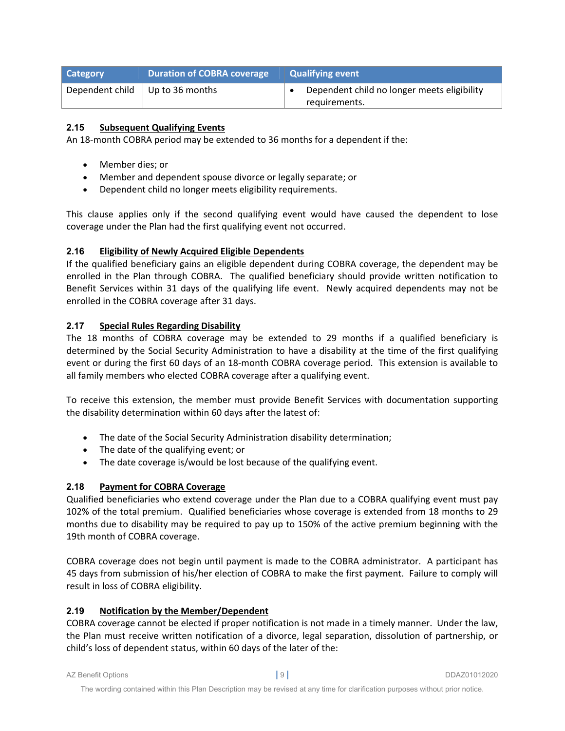| Category | Duration of COBRA coverage | Qualifying event |
|---|---|---|
| Dependent child | Up to 36 months | • Dependent child no longer meets eligibility requirements. |

### 2.15 Subsequent Qualifying Events

An 18-month COBRA period may be extended to 36 months for a dependent if the:

- Member dies; or
- Member and dependent spouse divorce or legally separate; or
- Dependent child no longer meets eligibility requirements.

This clause applies only if the second qualifying event would have caused the dependent to lose coverage under the Plan had the first qualifying event not occurred.

### 2.16 Eligibility of Newly Acquired Eligible Dependents

If the qualified beneficiary gains an eligible dependent during COBRA coverage, the dependent may be enrolled in the Plan through COBRA. The qualified beneficiary should provide written notification to Benefit Services within 31 days of the qualifying life event. Newly acquired dependents may not be enrolled in the COBRA coverage after 31 days.

### 2.17 Special Rules Regarding Disability

The 18 months of COBRA coverage may be extended to 29 months if a qualified beneficiary is determined by the Social Security Administration to have a disability at the time of the first qualifying event or during the first 60 days of an 18-month COBRA coverage period. This extension is available to all family members who elected COBRA coverage after a qualifying event.

To receive this extension, the member must provide Benefit Services with documentation supporting the disability determination within 60 days after the latest of:

- The date of the Social Security Administration disability determination;
- The date of the qualifying event; or
- The date coverage is/would be lost because of the qualifying event.

### 2.18 Payment for COBRA Coverage

Qualified beneficiaries who extend coverage under the Plan due to a COBRA qualifying event must pay 102% of the total premium. Qualified beneficiaries whose coverage is extended from 18 months to 29 months due to disability may be required to pay up to 150% of the active premium beginning with the 19th month of COBRA coverage.

COBRA coverage does not begin until payment is made to the COBRA administrator. A participant has 45 days from submission of his/her election of COBRA to make the first payment. Failure to comply will result in loss of COBRA eligibility.

### 2.19 Notification by the Member/Dependent

COBRA coverage cannot be elected if proper notification is not made in a timely manner. Under the law, the Plan must receive written notification of a divorce, legal separation, dissolution of partnership, or child's loss of dependent status, within 60 days of the later of the: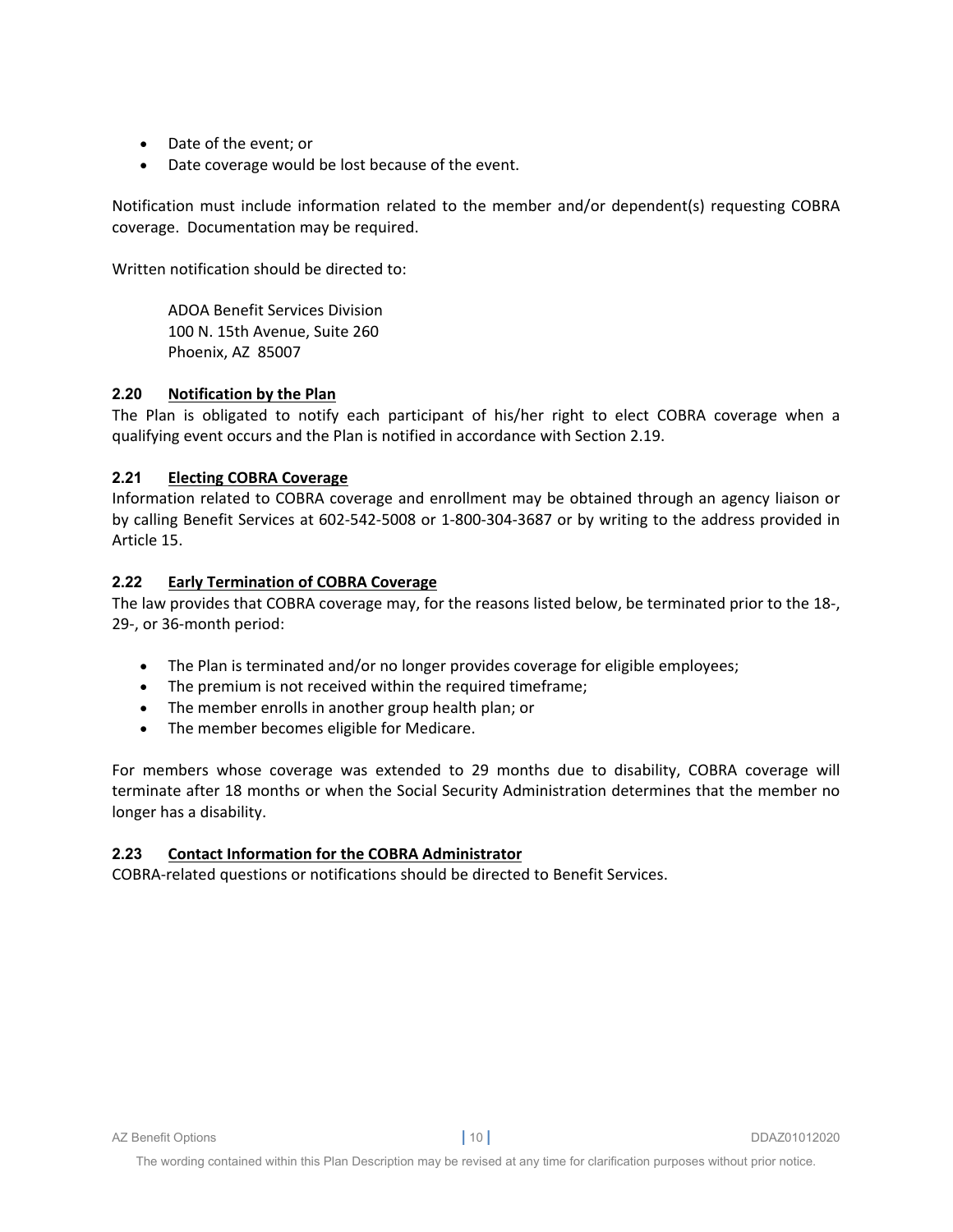- Date of the event; or
- Date coverage would be lost because of the event.

Notification must include information related to the member and/or dependent(s) requesting COBRA coverage. Documentation may be required.

Written notification should be directed to:

ADOA Benefit Services Division
100 N. 15th Avenue, Suite 260
Phoenix, AZ 85007

### 2.20 Notification by the Plan

The Plan is obligated to notify each participant of his/her right to elect COBRA coverage when a qualifying event occurs and the Plan is notified in accordance with Section 2.19.

### 2.21 Electing COBRA Coverage

Information related to COBRA coverage and enrollment may be obtained through an agency liaison or by calling Benefit Services at 602-542-5008 or 1-800-304-3687 or by writing to the address provided in Article 15.

### 2.22 Early Termination of COBRA Coverage

The law provides that COBRA coverage may, for the reasons listed below, be terminated prior to the 18-, 29-, or 36-month period:

- The Plan is terminated and/or no longer provides coverage for eligible employees;
- The premium is not received within the required timeframe;
- The member enrolls in another group health plan; or
- The member becomes eligible for Medicare.

For members whose coverage was extended to 29 months due to disability, COBRA coverage will terminate after 18 months or when the Social Security Administration determines that the member no longer has a disability.

### 2.23 Contact Information for the COBRA Administrator

COBRA-related questions or notifications should be directed to Benefit Services.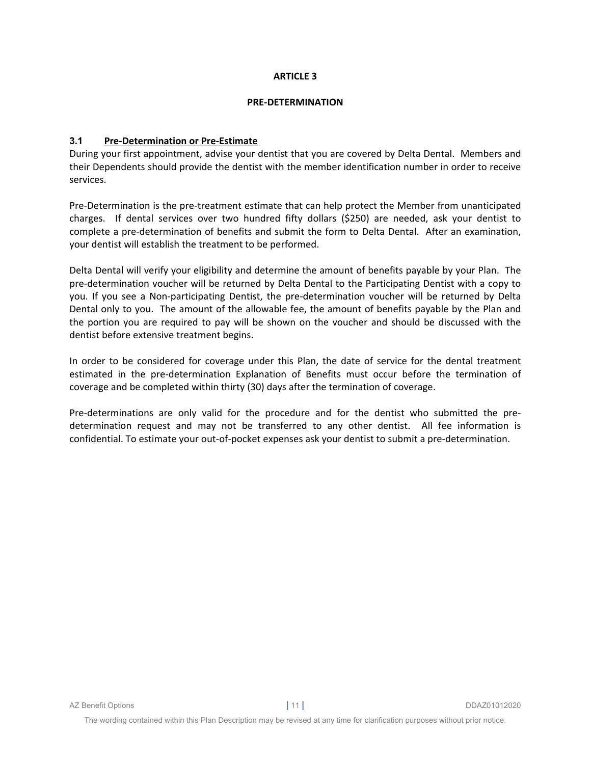# ARTICLE 3

## PRE-DETERMINATION

### 3.1 Pre-Determination or Pre-Estimate

During your first appointment, advise your dentist that you are covered by Delta Dental. Members and their Dependents should provide the dentist with the member identification number in order to receive services.

Pre-Determination is the pre-treatment estimate that can help protect the Member from unanticipated charges. If dental services over two hundred fifty dollars ($250) are needed, ask your dentist to complete a pre-determination of benefits and submit the form to Delta Dental. After an examination, your dentist will establish the treatment to be performed.

Delta Dental will verify your eligibility and determine the amount of benefits payable by your Plan. The pre-determination voucher will be returned by Delta Dental to the Participating Dentist with a copy to you. If you see a Non-participating Dentist, the pre-determination voucher will be returned by Delta Dental only to you. The amount of the allowable fee, the amount of benefits payable by the Plan and the portion you are required to pay will be shown on the voucher and should be discussed with the dentist before extensive treatment begins.

In order to be considered for coverage under this Plan, the date of service for the dental treatment estimated in the pre-determination Explanation of Benefits must occur before the termination of coverage and be completed within thirty (30) days after the termination of coverage.

Pre-determinations are only valid for the procedure and for the dentist who submitted the pre-determination request and may not be transferred to any other dentist. All fee information is confidential. To estimate your out-of-pocket expenses ask your dentist to submit a pre-determination.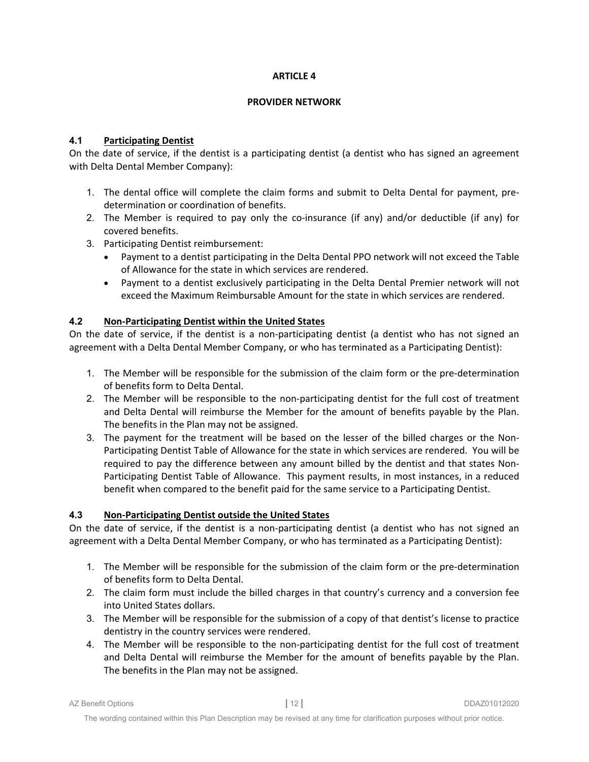# ARTICLE 4

## PROVIDER NETWORK

### 4.1 Participating Dentist

On the date of service, if the dentist is a participating dentist (a dentist who has signed an agreement with Delta Dental Member Company):

1. The dental office will complete the claim forms and submit to Delta Dental for payment, pre-determination or coordination of benefits.
2. The Member is required to pay only the co-insurance (if any) and/or deductible (if any) for covered benefits.
3. Participating Dentist reimbursement:
   - Payment to a dentist participating in the Delta Dental PPO network will not exceed the Table of Allowance for the state in which services are rendered.
   - Payment to a dentist exclusively participating in the Delta Dental Premier network will not exceed the Maximum Reimbursable Amount for the state in which services are rendered.

### 4.2 Non-Participating Dentist within the United States

On the date of service, if the dentist is a non-participating dentist (a dentist who has not signed an agreement with a Delta Dental Member Company, or who has terminated as a Participating Dentist):

1. The Member will be responsible for the submission of the claim form or the pre-determination of benefits form to Delta Dental.
2. The Member will be responsible to the non-participating dentist for the full cost of treatment and Delta Dental will reimburse the Member for the amount of benefits payable by the Plan. The benefits in the Plan may not be assigned.
3. The payment for the treatment will be based on the lesser of the billed charges or the Non-Participating Dentist Table of Allowance for the state in which services are rendered. You will be required to pay the difference between any amount billed by the dentist and that states Non-Participating Dentist Table of Allowance. This payment results, in most instances, in a reduced benefit when compared to the benefit paid for the same service to a Participating Dentist.

### 4.3 Non-Participating Dentist outside the United States

On the date of service, if the dentist is a non-participating dentist (a dentist who has not signed an agreement with a Delta Dental Member Company, or who has terminated as a Participating Dentist):

1. The Member will be responsible for the submission of the claim form or the pre-determination of benefits form to Delta Dental.
2. The claim form must include the billed charges in that country's currency and a conversion fee into United States dollars.
3. The Member will be responsible for the submission of a copy of that dentist's license to practice dentistry in the country services were rendered.
4. The Member will be responsible to the non-participating dentist for the full cost of treatment and Delta Dental will reimburse the Member for the amount of benefits payable by the Plan. The benefits in the Plan may not be assigned.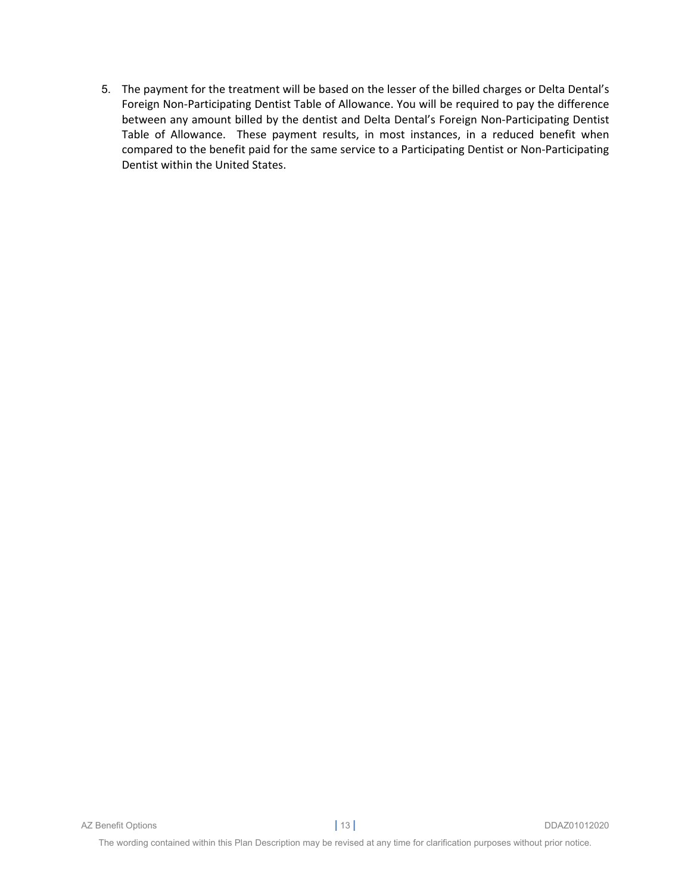5. The payment for the treatment will be based on the lesser of the billed charges or Delta Dental's Foreign Non-Participating Dentist Table of Allowance. You will be required to pay the difference between any amount billed by the dentist and Delta Dental's Foreign Non-Participating Dentist Table of Allowance. These payment results, in most instances, in a reduced benefit when compared to the benefit paid for the same service to a Participating Dentist or Non-Participating Dentist within the United States.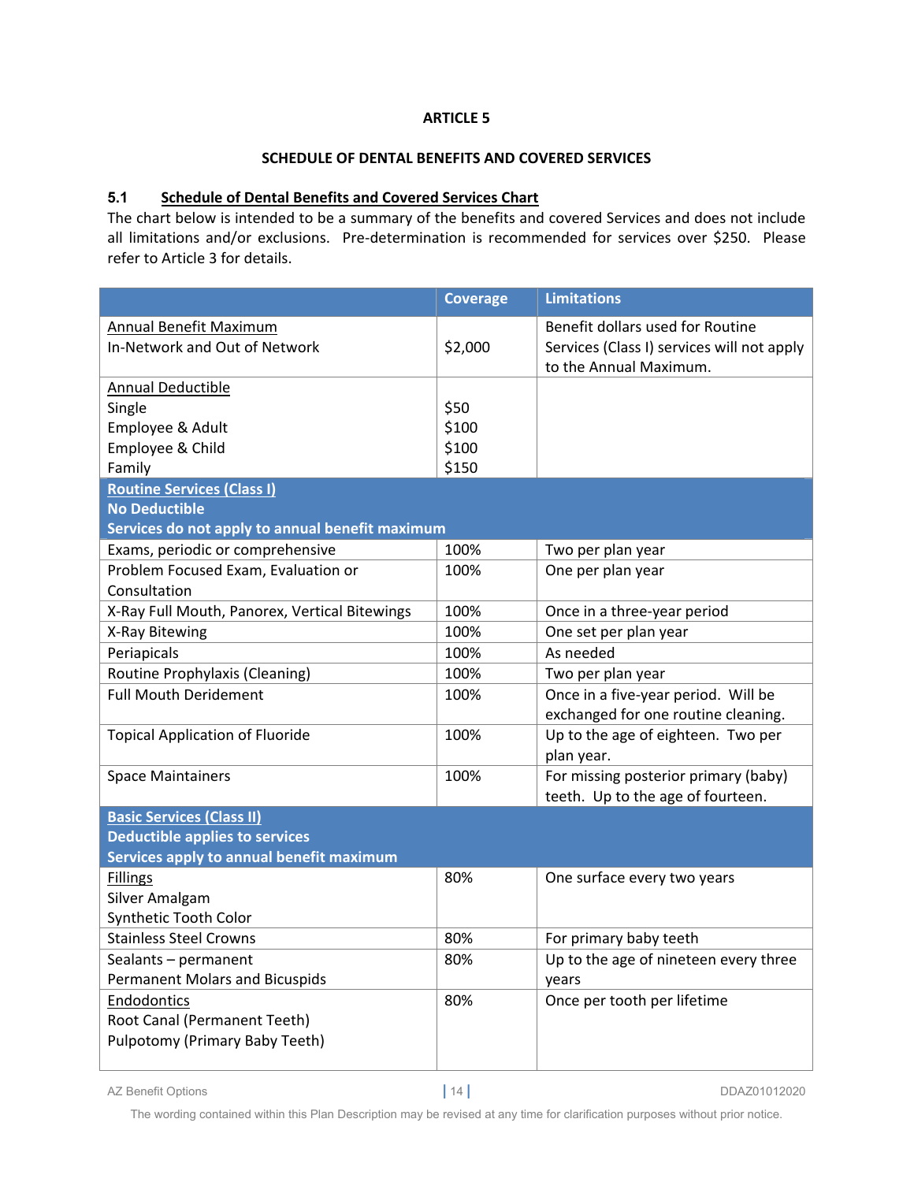**ARTICLE 5**

**SCHEDULE OF DENTAL BENEFITS AND COVERED SERVICES**

## 5.1 Schedule of Dental Benefits and Covered Services Chart

The chart below is intended to be a summary of the benefits and covered Services and does not include all limitations and/or exclusions. Pre-determination is recommended for services over $250. Please refer to Article 3 for details.

| | Coverage | Limitations |
|---|---|---|
| Annual Benefit Maximum<br>In-Network and Out of Network | $2,000 | Benefit dollars used for Routine Services (Class I) services will not apply to the Annual Maximum. |
| Annual Deductible<br>Single<br>Employee & Adult<br>Employee & Child<br>Family | <br>$50<br>$100<br>$100<br>$150 | |
| **Routine Services (Class I)<br>No Deductible<br>Services do not apply to annual benefit maximum** | | |
| Exams, periodic or comprehensive | 100% | Two per plan year |
| Problem Focused Exam, Evaluation or Consultation | 100% | One per plan year |
| X-Ray Full Mouth, Panorex, Vertical Bitewings | 100% | Once in a three-year period |
| X-Ray Bitewing | 100% | One set per plan year |
| Periapicals | 100% | As needed |
| Routine Prophylaxis (Cleaning) | 100% | Two per plan year |
| Full Mouth Deridement | 100% | Once in a five-year period. Will be exchanged for one routine cleaning. |
| Topical Application of Fluoride | 100% | Up to the age of eighteen. Two per plan year. |
| Space Maintainers | 100% | For missing posterior primary (baby) teeth. Up to the age of fourteen. |
| **Basic Services (Class II)<br>Deductible applies to services<br>Services apply to annual benefit maximum** | | |
| Fillings<br>Silver Amalgam<br>Synthetic Tooth Color | 80% | One surface every two years |
| Stainless Steel Crowns | 80% | For primary baby teeth |
| Sealants – permanent<br>Permanent Molars and Bicuspids | 80% | Up to the age of nineteen every three years |
| Endodontics<br>Root Canal (Permanent Teeth)<br>Pulpotomy (Primary Baby Teeth) | 80% | Once per tooth per lifetime |

The wording contained within this Plan Description may be revised at any time for clarification purposes without prior notice.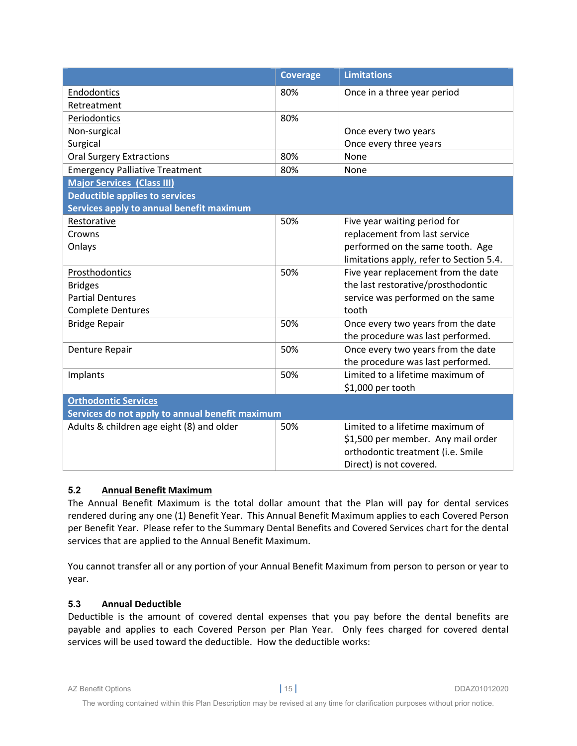| | Coverage | Limitations |
|---|---|---|
| Endodontics<br>Retreatment | 80% | Once in a three year period |
| Periodontics<br>Non-surgical<br>Surgical | 80% | <br>Once every two years<br>Once every three years |
| Oral Surgery Extractions | 80% | None |
| Emergency Palliative Treatment | 80% | None |
| **Major Services (Class III)**<br>**Deductible applies to services**<br>**Services apply to annual benefit maximum** | | |
| Restorative<br>Crowns<br>Onlays | 50% | Five year waiting period for replacement from last service performed on the same tooth. Age limitations apply, refer to Section 5.4. |
| Prosthodontics<br>Bridges<br>Partial Dentures<br>Complete Dentures | 50% | Five year replacement from the date the last restorative/prosthodontic service was performed on the same tooth |
| Bridge Repair | 50% | Once every two years from the date the procedure was last performed. |
| Denture Repair | 50% | Once every two years from the date the procedure was last performed. |
| Implants | 50% | Limited to a lifetime maximum of $1,000 per tooth |
| **Orthodontic Services**<br>**Services do not apply to annual benefit maximum** | | |
| Adults & children age eight (8) and older | 50% | Limited to a lifetime maximum of $1,500 per member. Any mail order orthodontic treatment (i.e. Smile Direct) is not covered. |

### 5.2 Annual Benefit Maximum

The Annual Benefit Maximum is the total dollar amount that the Plan will pay for dental services rendered during any one (1) Benefit Year. This Annual Benefit Maximum applies to each Covered Person per Benefit Year. Please refer to the Summary Dental Benefits and Covered Services chart for the dental services that are applied to the Annual Benefit Maximum.

You cannot transfer all or any portion of your Annual Benefit Maximum from person to person or year to year.

### 5.3 Annual Deductible

Deductible is the amount of covered dental expenses that you pay before the dental benefits are payable and applies to each Covered Person per Plan Year. Only fees charged for covered dental services will be used toward the deductible. How the deductible works: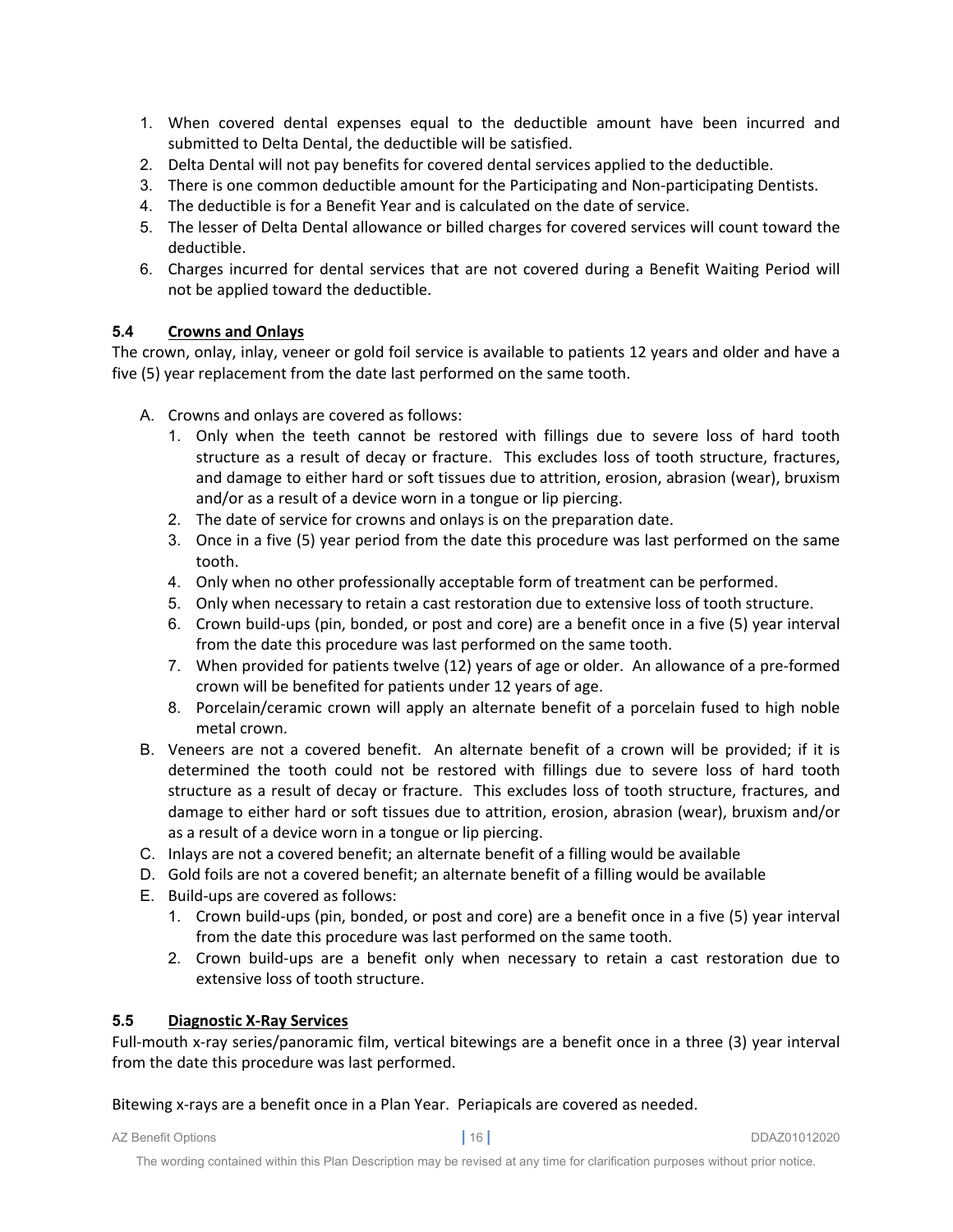1. When covered dental expenses equal to the deductible amount have been incurred and submitted to Delta Dental, the deductible will be satisfied.
2. Delta Dental will not pay benefits for covered dental services applied to the deductible.
3. There is one common deductible amount for the Participating and Non-participating Dentists.
4. The deductible is for a Benefit Year and is calculated on the date of service.
5. The lesser of Delta Dental allowance or billed charges for covered services will count toward the deductible.
6. Charges incurred for dental services that are not covered during a Benefit Waiting Period will not be applied toward the deductible.

### 5.4 Crowns and Onlays

The crown, onlay, inlay, veneer or gold foil service is available to patients 12 years and older and have a five (5) year replacement from the date last performed on the same tooth.

A. Crowns and onlays are covered as follows:
   1. Only when the teeth cannot be restored with fillings due to severe loss of hard tooth structure as a result of decay or fracture. This excludes loss of tooth structure, fractures, and damage to either hard or soft tissues due to attrition, erosion, abrasion (wear), bruxism and/or as a result of a device worn in a tongue or lip piercing.
   2. The date of service for crowns and onlays is on the preparation date.
   3. Once in a five (5) year period from the date this procedure was last performed on the same tooth.
   4. Only when no other professionally acceptable form of treatment can be performed.
   5. Only when necessary to retain a cast restoration due to extensive loss of tooth structure.
   6. Crown build-ups (pin, bonded, or post and core) are a benefit once in a five (5) year interval from the date this procedure was last performed on the same tooth.
   7. When provided for patients twelve (12) years of age or older. An allowance of a pre-formed crown will be benefited for patients under 12 years of age.
   8. Porcelain/ceramic crown will apply an alternate benefit of a porcelain fused to high noble metal crown.
B. Veneers are not a covered benefit. An alternate benefit of a crown will be provided; if it is determined the tooth could not be restored with fillings due to severe loss of hard tooth structure as a result of decay or fracture. This excludes loss of tooth structure, fractures, and damage to either hard or soft tissues due to attrition, erosion, abrasion (wear), bruxism and/or as a result of a device worn in a tongue or lip piercing.
C. Inlays are not a covered benefit; an alternate benefit of a filling would be available
D. Gold foils are not a covered benefit; an alternate benefit of a filling would be available
E. Build-ups are covered as follows:
   1. Crown build-ups (pin, bonded, or post and core) are a benefit once in a five (5) year interval from the date this procedure was last performed on the same tooth.
   2. Crown build-ups are a benefit only when necessary to retain a cast restoration due to extensive loss of tooth structure.

### 5.5 Diagnostic X-Ray Services

Full-mouth x-ray series/panoramic film, vertical bitewings are a benefit once in a three (3) year interval from the date this procedure was last performed.

Bitewing x-rays are a benefit once in a Plan Year. Periapicals are covered as needed.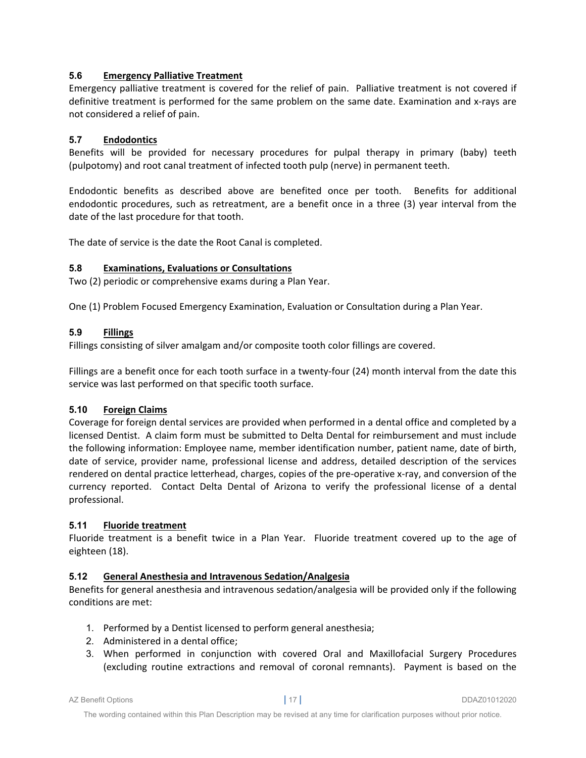### 5.6 Emergency Palliative Treatment

Emergency palliative treatment is covered for the relief of pain. Palliative treatment is not covered if definitive treatment is performed for the same problem on the same date. Examination and x-rays are not considered a relief of pain.

### 5.7 Endodontics

Benefits will be provided for necessary procedures for pulpal therapy in primary (baby) teeth (pulpotomy) and root canal treatment of infected tooth pulp (nerve) in permanent teeth.

Endodontic benefits as described above are benefited once per tooth. Benefits for additional endodontic procedures, such as retreatment, are a benefit once in a three (3) year interval from the date of the last procedure for that tooth.

The date of service is the date the Root Canal is completed.

### 5.8 Examinations, Evaluations or Consultations

Two (2) periodic or comprehensive exams during a Plan Year.

One (1) Problem Focused Emergency Examination, Evaluation or Consultation during a Plan Year.

### 5.9 Fillings

Fillings consisting of silver amalgam and/or composite tooth color fillings are covered.

Fillings are a benefit once for each tooth surface in a twenty-four (24) month interval from the date this service was last performed on that specific tooth surface.

### 5.10 Foreign Claims

Coverage for foreign dental services are provided when performed in a dental office and completed by a licensed Dentist. A claim form must be submitted to Delta Dental for reimbursement and must include the following information: Employee name, member identification number, patient name, date of birth, date of service, provider name, professional license and address, detailed description of the services rendered on dental practice letterhead, charges, copies of the pre-operative x-ray, and conversion of the currency reported. Contact Delta Dental of Arizona to verify the professional license of a dental professional.

### 5.11 Fluoride treatment

Fluoride treatment is a benefit twice in a Plan Year. Fluoride treatment covered up to the age of eighteen (18).

### 5.12 General Anesthesia and Intravenous Sedation/Analgesia

Benefits for general anesthesia and intravenous sedation/analgesia will be provided only if the following conditions are met:

1. Performed by a Dentist licensed to perform general anesthesia;
2. Administered in a dental office;
3. When performed in conjunction with covered Oral and Maxillofacial Surgery Procedures (excluding routine extractions and removal of coronal remnants). Payment is based on the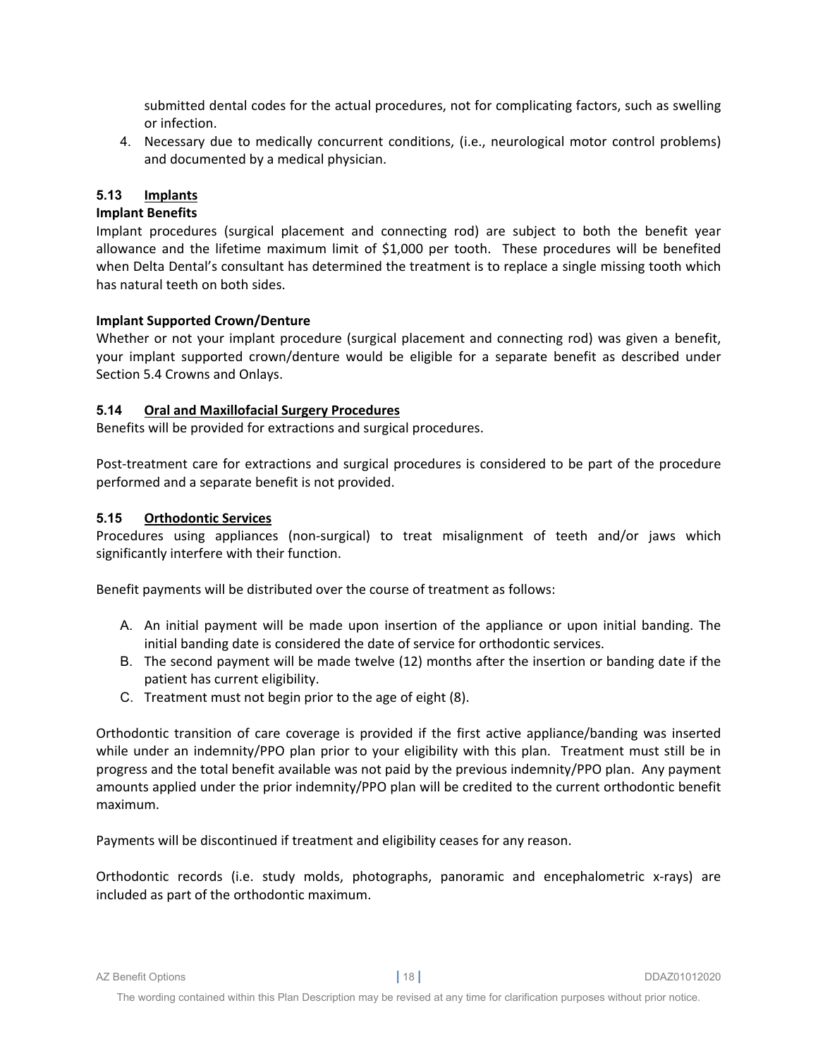submitted dental codes for the actual procedures, not for complicating factors, such as swelling or infection.

4. Necessary due to medically concurrent conditions, (i.e., neurological motor control problems) and documented by a medical physician.

### 5.13 Implants

**Implant Benefits**

Implant procedures (surgical placement and connecting rod) are subject to both the benefit year allowance and the lifetime maximum limit of $1,000 per tooth. These procedures will be benefited when Delta Dental's consultant has determined the treatment is to replace a single missing tooth which has natural teeth on both sides.

**Implant Supported Crown/Denture**

Whether or not your implant procedure (surgical placement and connecting rod) was given a benefit, your implant supported crown/denture would be eligible for a separate benefit as described under Section 5.4 Crowns and Onlays.

### 5.14 Oral and Maxillofacial Surgery Procedures

Benefits will be provided for extractions and surgical procedures.

Post-treatment care for extractions and surgical procedures is considered to be part of the procedure performed and a separate benefit is not provided.

### 5.15 Orthodontic Services

Procedures using appliances (non-surgical) to treat misalignment of teeth and/or jaws which significantly interfere with their function.

Benefit payments will be distributed over the course of treatment as follows:

A. An initial payment will be made upon insertion of the appliance or upon initial banding. The initial banding date is considered the date of service for orthodontic services.
B. The second payment will be made twelve (12) months after the insertion or banding date if the patient has current eligibility.
C. Treatment must not begin prior to the age of eight (8).

Orthodontic transition of care coverage is provided if the first active appliance/banding was inserted while under an indemnity/PPO plan prior to your eligibility with this plan. Treatment must still be in progress and the total benefit available was not paid by the previous indemnity/PPO plan. Any payment amounts applied under the prior indemnity/PPO plan will be credited to the current orthodontic benefit maximum.

Payments will be discontinued if treatment and eligibility ceases for any reason.

Orthodontic records (i.e. study molds, photographs, panoramic and encephalometric x-rays) are included as part of the orthodontic maximum.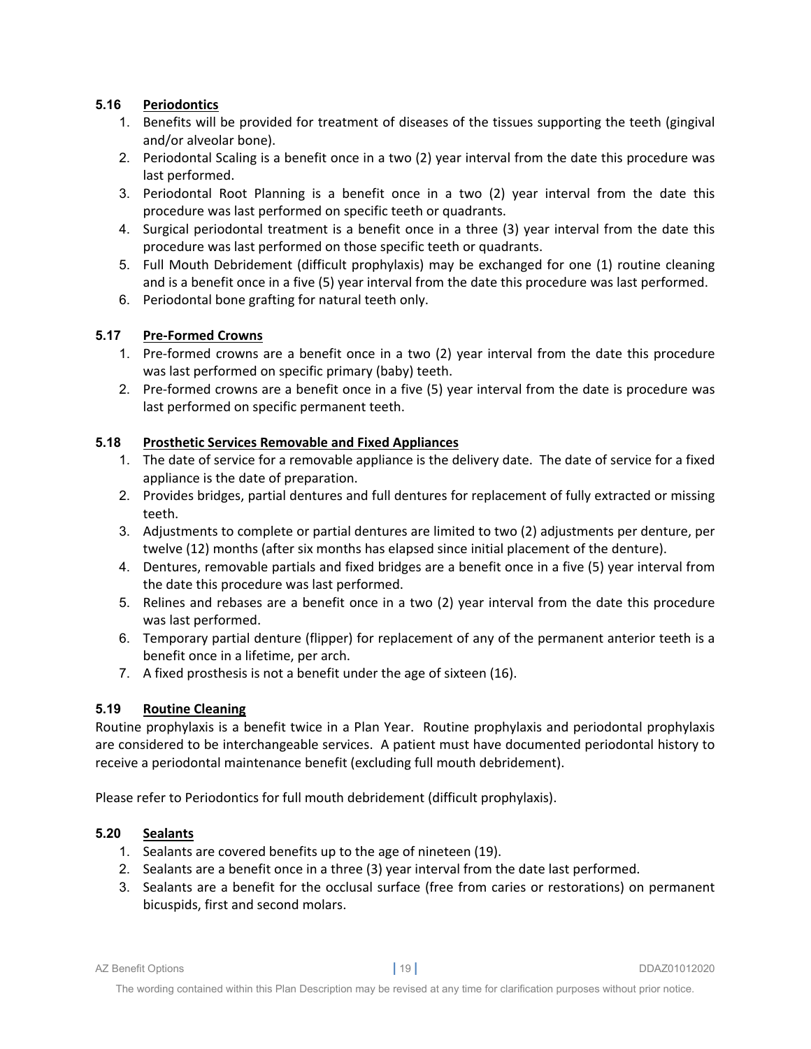### 5.16 Periodontics

1. Benefits will be provided for treatment of diseases of the tissues supporting the teeth (gingival and/or alveolar bone).
2. Periodontal Scaling is a benefit once in a two (2) year interval from the date this procedure was last performed.
3. Periodontal Root Planning is a benefit once in a two (2) year interval from the date this procedure was last performed on specific teeth or quadrants.
4. Surgical periodontal treatment is a benefit once in a three (3) year interval from the date this procedure was last performed on those specific teeth or quadrants.
5. Full Mouth Debridement (difficult prophylaxis) may be exchanged for one (1) routine cleaning and is a benefit once in a five (5) year interval from the date this procedure was last performed.
6. Periodontal bone grafting for natural teeth only.

### 5.17 Pre-Formed Crowns

1. Pre-formed crowns are a benefit once in a two (2) year interval from the date this procedure was last performed on specific primary (baby) teeth.
2. Pre-formed crowns are a benefit once in a five (5) year interval from the date is procedure was last performed on specific permanent teeth.

### 5.18 Prosthetic Services Removable and Fixed Appliances

1. The date of service for a removable appliance is the delivery date. The date of service for a fixed appliance is the date of preparation.
2. Provides bridges, partial dentures and full dentures for replacement of fully extracted or missing teeth.
3. Adjustments to complete or partial dentures are limited to two (2) adjustments per denture, per twelve (12) months (after six months has elapsed since initial placement of the denture).
4. Dentures, removable partials and fixed bridges are a benefit once in a five (5) year interval from the date this procedure was last performed.
5. Relines and rebases are a benefit once in a two (2) year interval from the date this procedure was last performed.
6. Temporary partial denture (flipper) for replacement of any of the permanent anterior teeth is a benefit once in a lifetime, per arch.
7. A fixed prosthesis is not a benefit under the age of sixteen (16).

### 5.19 Routine Cleaning

Routine prophylaxis is a benefit twice in a Plan Year. Routine prophylaxis and periodontal prophylaxis are considered to be interchangeable services. A patient must have documented periodontal history to receive a periodontal maintenance benefit (excluding full mouth debridement).

Please refer to Periodontics for full mouth debridement (difficult prophylaxis).

### 5.20 Sealants

1. Sealants are covered benefits up to the age of nineteen (19).
2. Sealants are a benefit once in a three (3) year interval from the date last performed.
3. Sealants are a benefit for the occlusal surface (free from caries or restorations) on permanent bicuspids, first and second molars.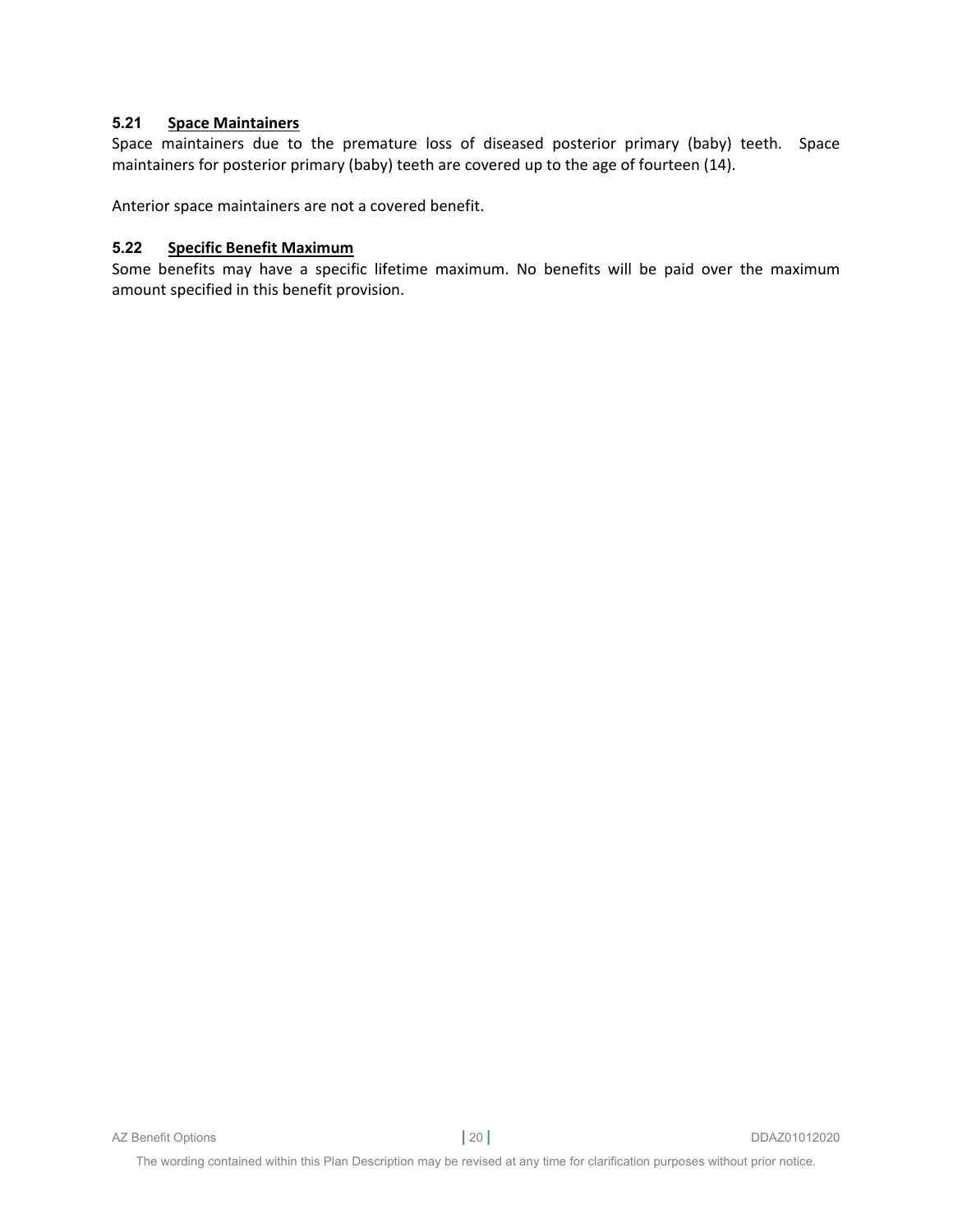### 5.21 Space Maintainers

Space maintainers due to the premature loss of diseased posterior primary (baby) teeth. Space maintainers for posterior primary (baby) teeth are covered up to the age of fourteen (14).

Anterior space maintainers are not a covered benefit.

### 5.22 Specific Benefit Maximum

Some benefits may have a specific lifetime maximum. No benefits will be paid over the maximum amount specified in this benefit provision.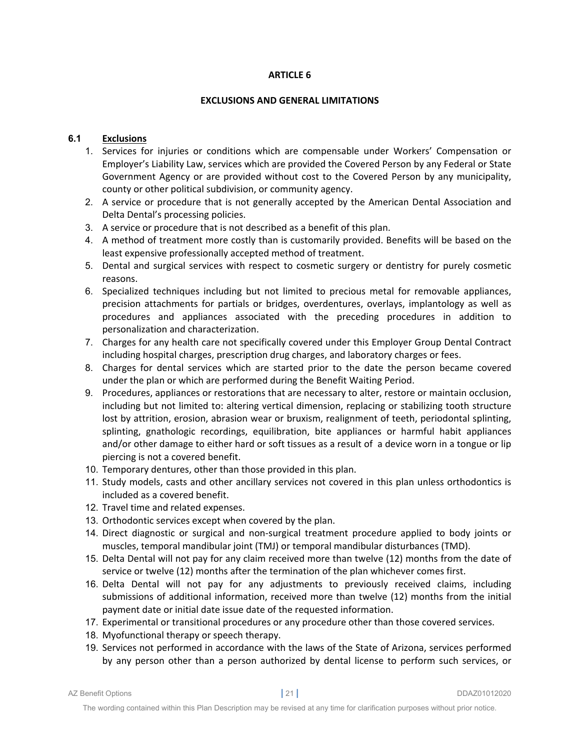# ARTICLE 6

## EXCLUSIONS AND GENERAL LIMITATIONS

### 6.1 Exclusions

1. Services for injuries or conditions which are compensable under Workers' Compensation or Employer's Liability Law, services which are provided the Covered Person by any Federal or State Government Agency or are provided without cost to the Covered Person by any municipality, county or other political subdivision, or community agency.
2. A service or procedure that is not generally accepted by the American Dental Association and Delta Dental's processing policies.
3. A service or procedure that is not described as a benefit of this plan.
4. A method of treatment more costly than is customarily provided. Benefits will be based on the least expensive professionally accepted method of treatment.
5. Dental and surgical services with respect to cosmetic surgery or dentistry for purely cosmetic reasons.
6. Specialized techniques including but not limited to precious metal for removable appliances, precision attachments for partials or bridges, overdentures, overlays, implantology as well as procedures and appliances associated with the preceding procedures in addition to personalization and characterization.
7. Charges for any health care not specifically covered under this Employer Group Dental Contract including hospital charges, prescription drug charges, and laboratory charges or fees.
8. Charges for dental services which are started prior to the date the person became covered under the plan or which are performed during the Benefit Waiting Period.
9. Procedures, appliances or restorations that are necessary to alter, restore or maintain occlusion, including but not limited to: altering vertical dimension, replacing or stabilizing tooth structure lost by attrition, erosion, abrasion wear or bruxism, realignment of teeth, periodontal splinting, splinting, gnathologic recordings, equilibration, bite appliances or harmful habit appliances and/or other damage to either hard or soft tissues as a result of a device worn in a tongue or lip piercing is not a covered benefit.
10. Temporary dentures, other than those provided in this plan.
11. Study models, casts and other ancillary services not covered in this plan unless orthodontics is included as a covered benefit.
12. Travel time and related expenses.
13. Orthodontic services except when covered by the plan.
14. Direct diagnostic or surgical and non-surgical treatment procedure applied to body joints or muscles, temporal mandibular joint (TMJ) or temporal mandibular disturbances (TMD).
15. Delta Dental will not pay for any claim received more than twelve (12) months from the date of service or twelve (12) months after the termination of the plan whichever comes first.
16. Delta Dental will not pay for any adjustments to previously received claims, including submissions of additional information, received more than twelve (12) months from the initial payment date or initial date issue date of the requested information.
17. Experimental or transitional procedures or any procedure other than those covered services.
18. Myofunctional therapy or speech therapy.
19. Services not performed in accordance with the laws of the State of Arizona, services performed by any person other than a person authorized by dental license to perform such services, or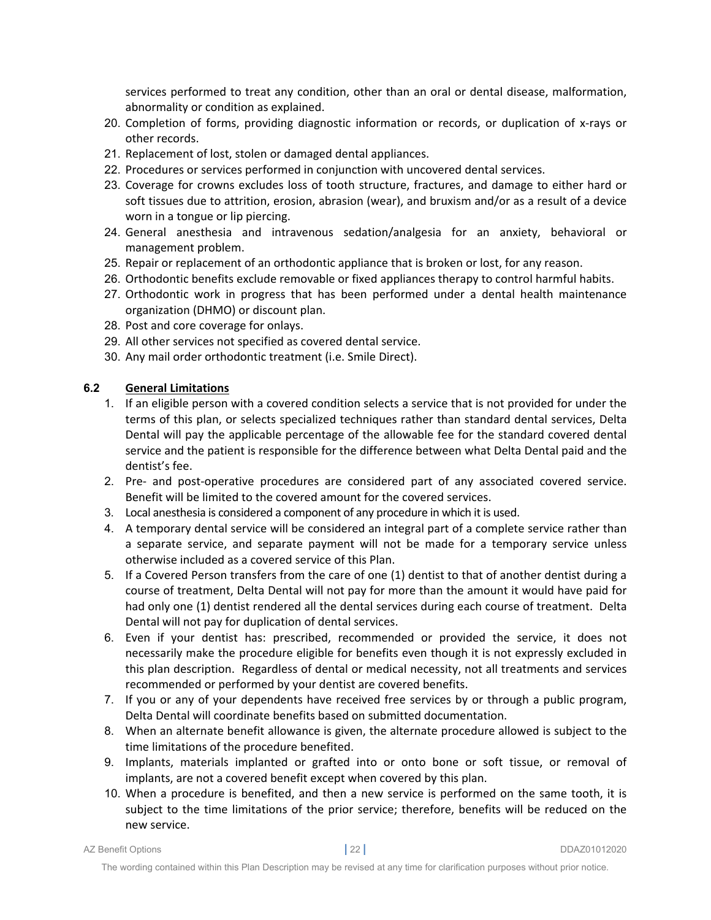services performed to treat any condition, other than an oral or dental disease, malformation, abnormality or condition as explained.

20. Completion of forms, providing diagnostic information or records, or duplication of x-rays or other records.
21. Replacement of lost, stolen or damaged dental appliances.
22. Procedures or services performed in conjunction with uncovered dental services.
23. Coverage for crowns excludes loss of tooth structure, fractures, and damage to either hard or soft tissues due to attrition, erosion, abrasion (wear), and bruxism and/or as a result of a device worn in a tongue or lip piercing.
24. General anesthesia and intravenous sedation/analgesia for an anxiety, behavioral or management problem.
25. Repair or replacement of an orthodontic appliance that is broken or lost, for any reason.
26. Orthodontic benefits exclude removable or fixed appliances therapy to control harmful habits.
27. Orthodontic work in progress that has been performed under a dental health maintenance organization (DHMO) or discount plan.
28. Post and core coverage for onlays.
29. All other services not specified as covered dental service.
30. Any mail order orthodontic treatment (i.e. Smile Direct).

## 6.2 General Limitations

1. If an eligible person with a covered condition selects a service that is not provided for under the terms of this plan, or selects specialized techniques rather than standard dental services, Delta Dental will pay the applicable percentage of the allowable fee for the standard covered dental service and the patient is responsible for the difference between what Delta Dental paid and the dentist's fee.
2. Pre- and post-operative procedures are considered part of any associated covered service. Benefit will be limited to the covered amount for the covered services.
3. Local anesthesia is considered a component of any procedure in which it is used.
4. A temporary dental service will be considered an integral part of a complete service rather than a separate service, and separate payment will not be made for a temporary service unless otherwise included as a covered service of this Plan.
5. If a Covered Person transfers from the care of one (1) dentist to that of another dentist during a course of treatment, Delta Dental will not pay for more than the amount it would have paid for had only one (1) dentist rendered all the dental services during each course of treatment. Delta Dental will not pay for duplication of dental services.
6. Even if your dentist has: prescribed, recommended or provided the service, it does not necessarily make the procedure eligible for benefits even though it is not expressly excluded in this plan description. Regardless of dental or medical necessity, not all treatments and services recommended or performed by your dentist are covered benefits.
7. If you or any of your dependents have received free services by or through a public program, Delta Dental will coordinate benefits based on submitted documentation.
8. When an alternate benefit allowance is given, the alternate procedure allowed is subject to the time limitations of the procedure benefited.
9. Implants, materials implanted or grafted into or onto bone or soft tissue, or removal of implants, are not a covered benefit except when covered by this plan.
10. When a procedure is benefited, and then a new service is performed on the same tooth, it is subject to the time limitations of the prior service; therefore, benefits will be reduced on the new service.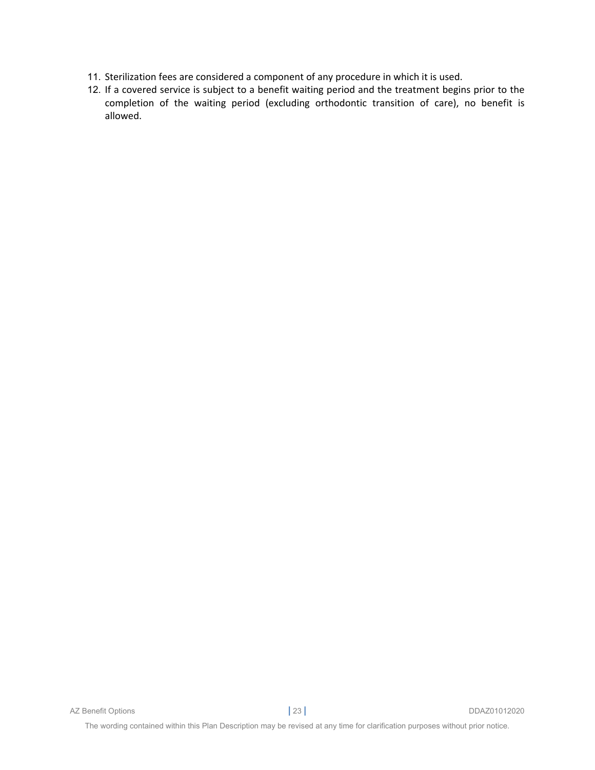11. Sterilization fees are considered a component of any procedure in which it is used.
12. If a covered service is subject to a benefit waiting period and the treatment begins prior to the completion of the waiting period (excluding orthodontic transition of care), no benefit is allowed.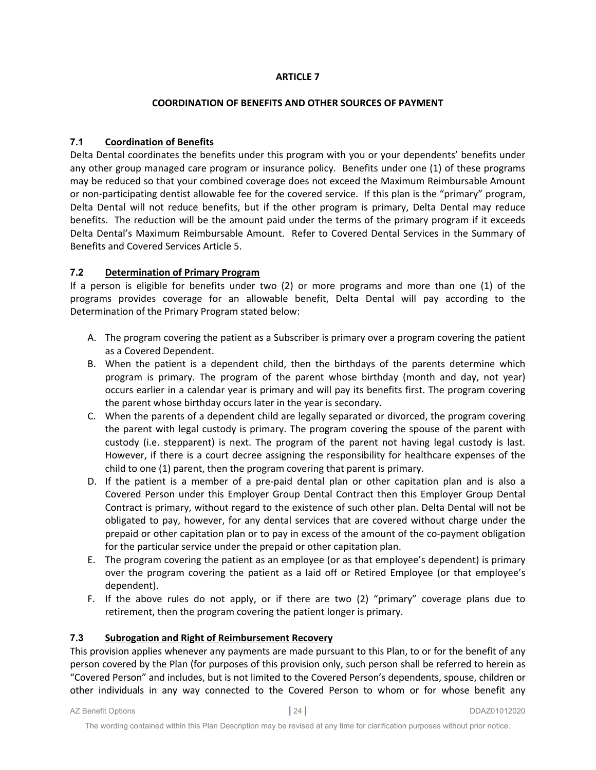# ARTICLE 7

## COORDINATION OF BENEFITS AND OTHER SOURCES OF PAYMENT

### 7.1 Coordination of Benefits

Delta Dental coordinates the benefits under this program with you or your dependents' benefits under any other group managed care program or insurance policy. Benefits under one (1) of these programs may be reduced so that your combined coverage does not exceed the Maximum Reimbursable Amount or non-participating dentist allowable fee for the covered service. If this plan is the "primary" program, Delta Dental will not reduce benefits, but if the other program is primary, Delta Dental may reduce benefits. The reduction will be the amount paid under the terms of the primary program if it exceeds Delta Dental's Maximum Reimbursable Amount. Refer to Covered Dental Services in the Summary of Benefits and Covered Services Article 5.

### 7.2 Determination of Primary Program

If a person is eligible for benefits under two (2) or more programs and more than one (1) of the programs provides coverage for an allowable benefit, Delta Dental will pay according to the Determination of the Primary Program stated below:

A. The program covering the patient as a Subscriber is primary over a program covering the patient as a Covered Dependent.

B. When the patient is a dependent child, then the birthdays of the parents determine which program is primary. The program of the parent whose birthday (month and day, not year) occurs earlier in a calendar year is primary and will pay its benefits first. The program covering the parent whose birthday occurs later in the year is secondary.

C. When the parents of a dependent child are legally separated or divorced, the program covering the parent with legal custody is primary. The program covering the spouse of the parent with custody (i.e. stepparent) is next. The program of the parent not having legal custody is last. However, if there is a court decree assigning the responsibility for healthcare expenses of the child to one (1) parent, then the program covering that parent is primary.

D. If the patient is a member of a pre-paid dental plan or other capitation plan and is also a Covered Person under this Employer Group Dental Contract then this Employer Group Dental Contract is primary, without regard to the existence of such other plan. Delta Dental will not be obligated to pay, however, for any dental services that are covered without charge under the prepaid or other capitation plan or to pay in excess of the amount of the co-payment obligation for the particular service under the prepaid or other capitation plan.

E. The program covering the patient as an employee (or as that employee's dependent) is primary over the program covering the patient as a laid off or Retired Employee (or that employee's dependent).

F. If the above rules do not apply, or if there are two (2) "primary" coverage plans due to retirement, then the program covering the patient longer is primary.

### 7.3 Subrogation and Right of Reimbursement Recovery

This provision applies whenever any payments are made pursuant to this Plan, to or for the benefit of any person covered by the Plan (for purposes of this provision only, such person shall be referred to herein as "Covered Person" and includes, but is not limited to the Covered Person's dependents, spouse, children or other individuals in any way connected to the Covered Person to whom or for whose benefit any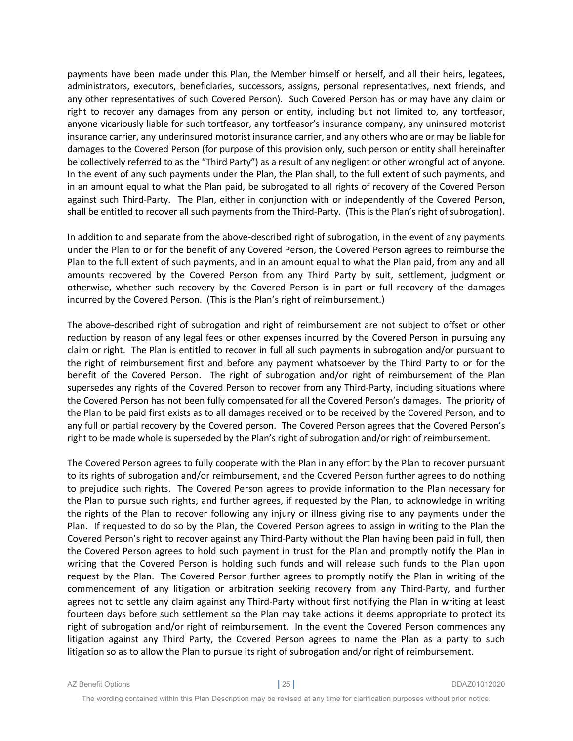payments have been made under this Plan, the Member himself or herself, and all their heirs, legatees, administrators, executors, beneficiaries, successors, assigns, personal representatives, next friends, and any other representatives of such Covered Person). Such Covered Person has or may have any claim or right to recover any damages from any person or entity, including but not limited to, any tortfeasor, anyone vicariously liable for such tortfeasor, any tortfeasor's insurance company, any uninsured motorist insurance carrier, any underinsured motorist insurance carrier, and any others who are or may be liable for damages to the Covered Person (for purpose of this provision only, such person or entity shall hereinafter be collectively referred to as the "Third Party") as a result of any negligent or other wrongful act of anyone. In the event of any such payments under the Plan, the Plan shall, to the full extent of such payments, and in an amount equal to what the Plan paid, be subrogated to all rights of recovery of the Covered Person against such Third-Party. The Plan, either in conjunction with or independently of the Covered Person, shall be entitled to recover all such payments from the Third-Party. (This is the Plan's right of subrogation).

In addition to and separate from the above-described right of subrogation, in the event of any payments under the Plan to or for the benefit of any Covered Person, the Covered Person agrees to reimburse the Plan to the full extent of such payments, and in an amount equal to what the Plan paid, from any and all amounts recovered by the Covered Person from any Third Party by suit, settlement, judgment or otherwise, whether such recovery by the Covered Person is in part or full recovery of the damages incurred by the Covered Person. (This is the Plan's right of reimbursement.)

The above-described right of subrogation and right of reimbursement are not subject to offset or other reduction by reason of any legal fees or other expenses incurred by the Covered Person in pursuing any claim or right. The Plan is entitled to recover in full all such payments in subrogation and/or pursuant to the right of reimbursement first and before any payment whatsoever by the Third Party to or for the benefit of the Covered Person. The right of subrogation and/or right of reimbursement of the Plan supersedes any rights of the Covered Person to recover from any Third-Party, including situations where the Covered Person has not been fully compensated for all the Covered Person's damages. The priority of the Plan to be paid first exists as to all damages received or to be received by the Covered Person, and to any full or partial recovery by the Covered person. The Covered Person agrees that the Covered Person's right to be made whole is superseded by the Plan's right of subrogation and/or right of reimbursement.

The Covered Person agrees to fully cooperate with the Plan in any effort by the Plan to recover pursuant to its rights of subrogation and/or reimbursement, and the Covered Person further agrees to do nothing to prejudice such rights. The Covered Person agrees to provide information to the Plan necessary for the Plan to pursue such rights, and further agrees, if requested by the Plan, to acknowledge in writing the rights of the Plan to recover following any injury or illness giving rise to any payments under the Plan. If requested to do so by the Plan, the Covered Person agrees to assign in writing to the Plan the Covered Person's right to recover against any Third-Party without the Plan having been paid in full, then the Covered Person agrees to hold such payment in trust for the Plan and promptly notify the Plan in writing that the Covered Person is holding such funds and will release such funds to the Plan upon request by the Plan. The Covered Person further agrees to promptly notify the Plan in writing of the commencement of any litigation or arbitration seeking recovery from any Third-Party, and further agrees not to settle any claim against any Third-Party without first notifying the Plan in writing at least fourteen days before such settlement so the Plan may take actions it deems appropriate to protect its right of subrogation and/or right of reimbursement. In the event the Covered Person commences any litigation against any Third Party, the Covered Person agrees to name the Plan as a party to such litigation so as to allow the Plan to pursue its right of subrogation and/or right of reimbursement.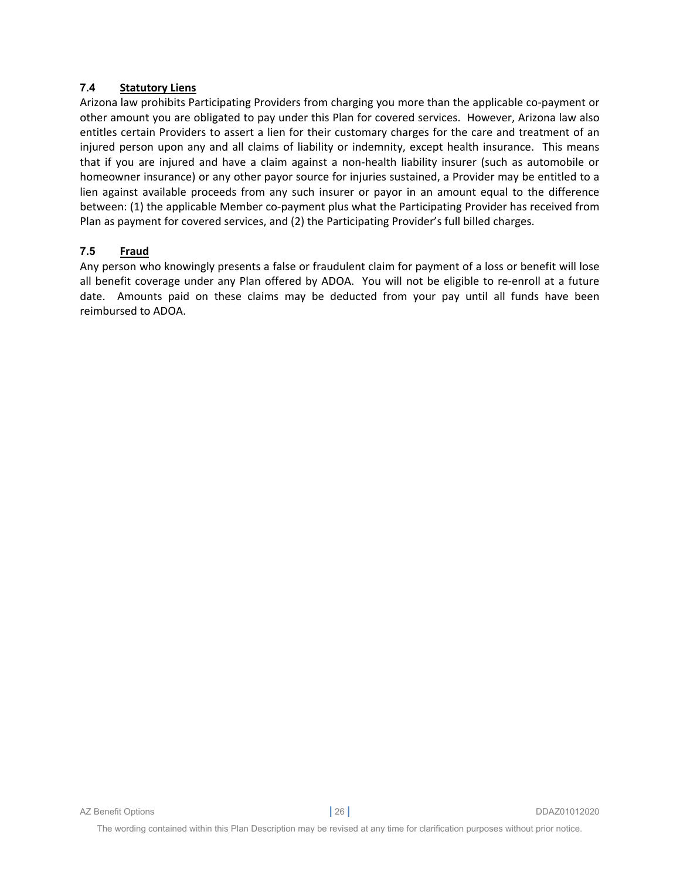### 7.4 Statutory Liens

Arizona law prohibits Participating Providers from charging you more than the applicable co-payment or other amount you are obligated to pay under this Plan for covered services. However, Arizona law also entitles certain Providers to assert a lien for their customary charges for the care and treatment of an injured person upon any and all claims of liability or indemnity, except health insurance. This means that if you are injured and have a claim against a non-health liability insurer (such as automobile or homeowner insurance) or any other payor source for injuries sustained, a Provider may be entitled to a lien against available proceeds from any such insurer or payor in an amount equal to the difference between: (1) the applicable Member co-payment plus what the Participating Provider has received from Plan as payment for covered services, and (2) the Participating Provider's full billed charges.

### 7.5 Fraud

Any person who knowingly presents a false or fraudulent claim for payment of a loss or benefit will lose all benefit coverage under any Plan offered by ADOA. You will not be eligible to re-enroll at a future date. Amounts paid on these claims may be deducted from your pay until all funds have been reimbursed to ADOA.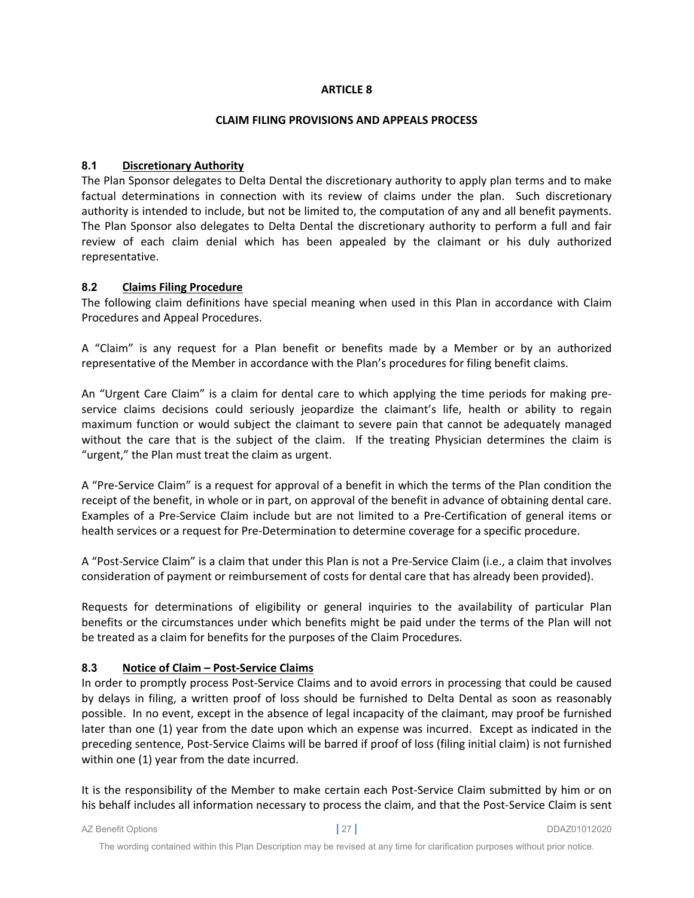# ARTICLE 8

## CLAIM FILING PROVISIONS AND APPEALS PROCESS

### 8.1 Discretionary Authority

The Plan Sponsor delegates to Delta Dental the discretionary authority to apply plan terms and to make factual determinations in connection with its review of claims under the plan. Such discretionary authority is intended to include, but not be limited to, the computation of any and all benefit payments. The Plan Sponsor also delegates to Delta Dental the discretionary authority to perform a full and fair review of each claim denial which has been appealed by the claimant or his duly authorized representative.

### 8.2 Claims Filing Procedure

The following claim definitions have special meaning when used in this Plan in accordance with Claim Procedures and Appeal Procedures.

A "Claim" is any request for a Plan benefit or benefits made by a Member or by an authorized representative of the Member in accordance with the Plan's procedures for filing benefit claims.

An "Urgent Care Claim" is a claim for dental care to which applying the time periods for making pre-service claims decisions could seriously jeopardize the claimant's life, health or ability to regain maximum function or would subject the claimant to severe pain that cannot be adequately managed without the care that is the subject of the claim. If the treating Physician determines the claim is "urgent," the Plan must treat the claim as urgent.

A "Pre-Service Claim" is a request for approval of a benefit in which the terms of the Plan condition the receipt of the benefit, in whole or in part, on approval of the benefit in advance of obtaining dental care. Examples of a Pre-Service Claim include but are not limited to a Pre-Certification of general items or health services or a request for Pre-Determination to determine coverage for a specific procedure.

A "Post-Service Claim" is a claim that under this Plan is not a Pre-Service Claim (i.e., a claim that involves consideration of payment or reimbursement of costs for dental care that has already been provided).

Requests for determinations of eligibility or general inquiries to the availability of particular Plan benefits or the circumstances under which benefits might be paid under the terms of the Plan will not be treated as a claim for benefits for the purposes of the Claim Procedures.

### 8.3 Notice of Claim – Post-Service Claims

In order to promptly process Post-Service Claims and to avoid errors in processing that could be caused by delays in filing, a written proof of loss should be furnished to Delta Dental as soon as reasonably possible. In no event, except in the absence of legal incapacity of the claimant, may proof be furnished later than one (1) year from the date upon which an expense was incurred. Except as indicated in the preceding sentence, Post-Service Claims will be barred if proof of loss (filing initial claim) is not furnished within one (1) year from the date incurred.

It is the responsibility of the Member to make certain each Post-Service Claim submitted by him or on his behalf includes all information necessary to process the claim, and that the Post-Service Claim is sent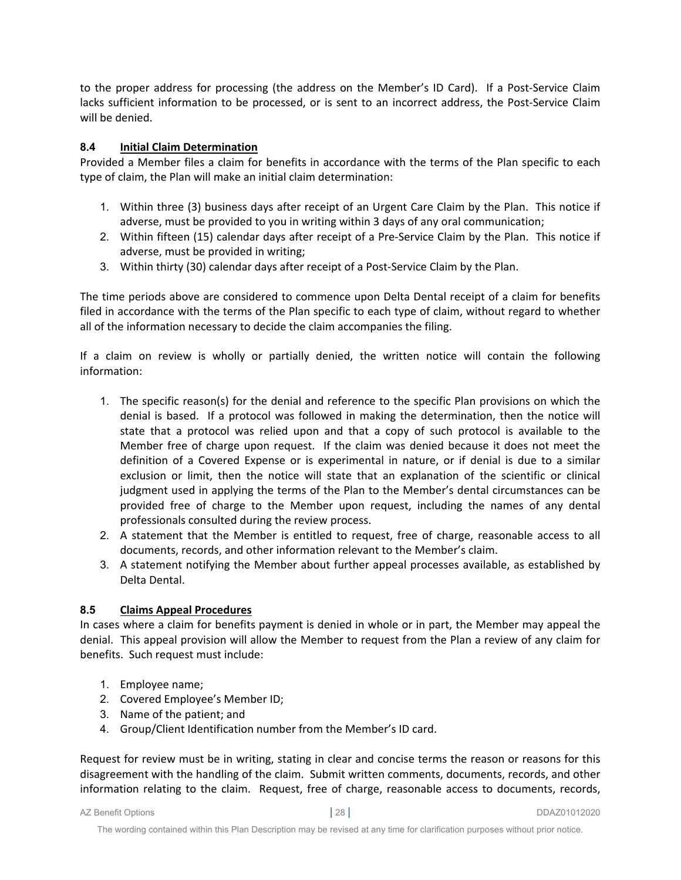to the proper address for processing (the address on the Member's ID Card). If a Post-Service Claim lacks sufficient information to be processed, or is sent to an incorrect address, the Post-Service Claim will be denied.

### 8.4 Initial Claim Determination

Provided a Member files a claim for benefits in accordance with the terms of the Plan specific to each type of claim, the Plan will make an initial claim determination:

1. Within three (3) business days after receipt of an Urgent Care Claim by the Plan. This notice if adverse, must be provided to you in writing within 3 days of any oral communication;
2. Within fifteen (15) calendar days after receipt of a Pre-Service Claim by the Plan. This notice if adverse, must be provided in writing;
3. Within thirty (30) calendar days after receipt of a Post-Service Claim by the Plan.

The time periods above are considered to commence upon Delta Dental receipt of a claim for benefits filed in accordance with the terms of the Plan specific to each type of claim, without regard to whether all of the information necessary to decide the claim accompanies the filing.

If a claim on review is wholly or partially denied, the written notice will contain the following information:

1. The specific reason(s) for the denial and reference to the specific Plan provisions on which the denial is based. If a protocol was followed in making the determination, then the notice will state that a protocol was relied upon and that a copy of such protocol is available to the Member free of charge upon request. If the claim was denied because it does not meet the definition of a Covered Expense or is experimental in nature, or if denial is due to a similar exclusion or limit, then the notice will state that an explanation of the scientific or clinical judgment used in applying the terms of the Plan to the Member's dental circumstances can be provided free of charge to the Member upon request, including the names of any dental professionals consulted during the review process.
2. A statement that the Member is entitled to request, free of charge, reasonable access to all documents, records, and other information relevant to the Member's claim.
3. A statement notifying the Member about further appeal processes available, as established by Delta Dental.

### 8.5 Claims Appeal Procedures

In cases where a claim for benefits payment is denied in whole or in part, the Member may appeal the denial. This appeal provision will allow the Member to request from the Plan a review of any claim for benefits. Such request must include:

1. Employee name;
2. Covered Employee's Member ID;
3. Name of the patient; and
4. Group/Client Identification number from the Member's ID card.

Request for review must be in writing, stating in clear and concise terms the reason or reasons for this disagreement with the handling of the claim. Submit written comments, documents, records, and other information relating to the claim. Request, free of charge, reasonable access to documents, records,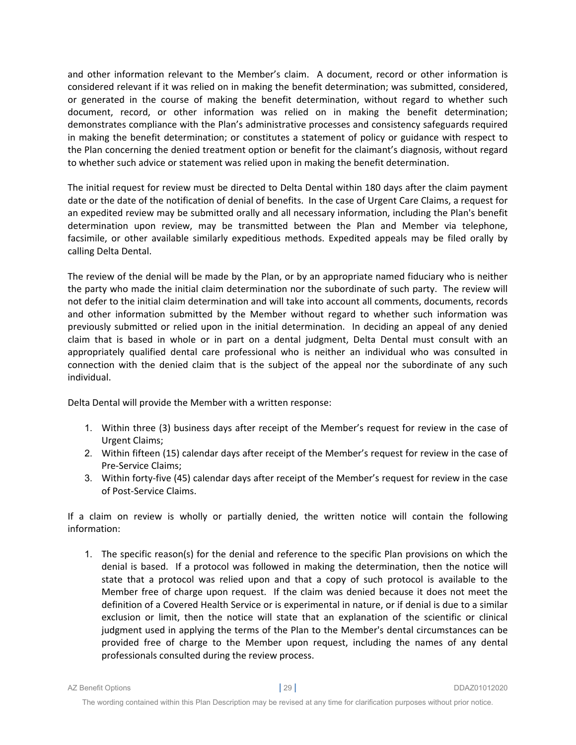and other information relevant to the Member's claim. A document, record or other information is considered relevant if it was relied on in making the benefit determination; was submitted, considered, or generated in the course of making the benefit determination, without regard to whether such document, record, or other information was relied on in making the benefit determination; demonstrates compliance with the Plan's administrative processes and consistency safeguards required in making the benefit determination; or constitutes a statement of policy or guidance with respect to the Plan concerning the denied treatment option or benefit for the claimant's diagnosis, without regard to whether such advice or statement was relied upon in making the benefit determination.

The initial request for review must be directed to Delta Dental within 180 days after the claim payment date or the date of the notification of denial of benefits. In the case of Urgent Care Claims, a request for an expedited review may be submitted orally and all necessary information, including the Plan's benefit determination upon review, may be transmitted between the Plan and Member via telephone, facsimile, or other available similarly expeditious methods. Expedited appeals may be filed orally by calling Delta Dental.

The review of the denial will be made by the Plan, or by an appropriate named fiduciary who is neither the party who made the initial claim determination nor the subordinate of such party. The review will not defer to the initial claim determination and will take into account all comments, documents, records and other information submitted by the Member without regard to whether such information was previously submitted or relied upon in the initial determination. In deciding an appeal of any denied claim that is based in whole or in part on a dental judgment, Delta Dental must consult with an appropriately qualified dental care professional who is neither an individual who was consulted in connection with the denied claim that is the subject of the appeal nor the subordinate of any such individual.

Delta Dental will provide the Member with a written response:

1. Within three (3) business days after receipt of the Member's request for review in the case of Urgent Claims;
2. Within fifteen (15) calendar days after receipt of the Member's request for review in the case of Pre-Service Claims;
3. Within forty-five (45) calendar days after receipt of the Member's request for review in the case of Post-Service Claims.

If a claim on review is wholly or partially denied, the written notice will contain the following information:

1. The specific reason(s) for the denial and reference to the specific Plan provisions on which the denial is based. If a protocol was followed in making the determination, then the notice will state that a protocol was relied upon and that a copy of such protocol is available to the Member free of charge upon request. If the claim was denied because it does not meet the definition of a Covered Health Service or is experimental in nature, or if denial is due to a similar exclusion or limit, then the notice will state that an explanation of the scientific or clinical judgment used in applying the terms of the Plan to the Member's dental circumstances can be provided free of charge to the Member upon request, including the names of any dental professionals consulted during the review process.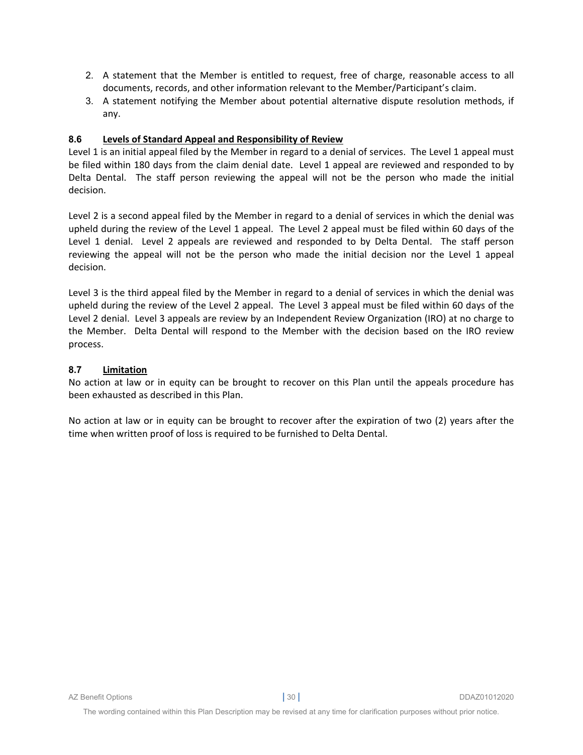2. A statement that the Member is entitled to request, free of charge, reasonable access to all documents, records, and other information relevant to the Member/Participant's claim.
3. A statement notifying the Member about potential alternative dispute resolution methods, if any.

### 8.6 Levels of Standard Appeal and Responsibility of Review

Level 1 is an initial appeal filed by the Member in regard to a denial of services. The Level 1 appeal must be filed within 180 days from the claim denial date. Level 1 appeal are reviewed and responded to by Delta Dental. The staff person reviewing the appeal will not be the person who made the initial decision.

Level 2 is a second appeal filed by the Member in regard to a denial of services in which the denial was upheld during the review of the Level 1 appeal. The Level 2 appeal must be filed within 60 days of the Level 1 denial. Level 2 appeals are reviewed and responded to by Delta Dental. The staff person reviewing the appeal will not be the person who made the initial decision nor the Level 1 appeal decision.

Level 3 is the third appeal filed by the Member in regard to a denial of services in which the denial was upheld during the review of the Level 2 appeal. The Level 3 appeal must be filed within 60 days of the Level 2 denial. Level 3 appeals are review by an Independent Review Organization (IRO) at no charge to the Member. Delta Dental will respond to the Member with the decision based on the IRO review process.

### 8.7 Limitation

No action at law or in equity can be brought to recover on this Plan until the appeals procedure has been exhausted as described in this Plan.

No action at law or in equity can be brought to recover after the expiration of two (2) years after the time when written proof of loss is required to be furnished to Delta Dental.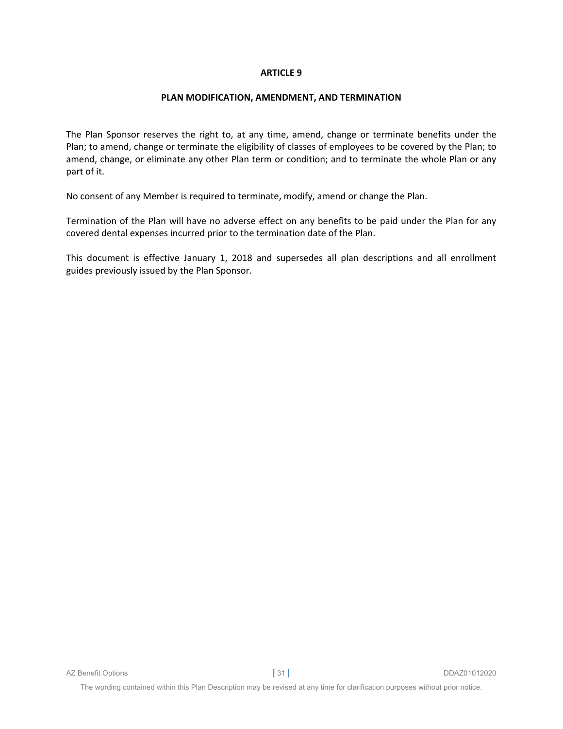# ARTICLE 9

## PLAN MODIFICATION, AMENDMENT, AND TERMINATION

The Plan Sponsor reserves the right to, at any time, amend, change or terminate benefits under the Plan; to amend, change or terminate the eligibility of classes of employees to be covered by the Plan; to amend, change, or eliminate any other Plan term or condition; and to terminate the whole Plan or any part of it.

No consent of any Member is required to terminate, modify, amend or change the Plan.

Termination of the Plan will have no adverse effect on any benefits to be paid under the Plan for any covered dental expenses incurred prior to the termination date of the Plan.

This document is effective January 1, 2018 and supersedes all plan descriptions and all enrollment guides previously issued by the Plan Sponsor.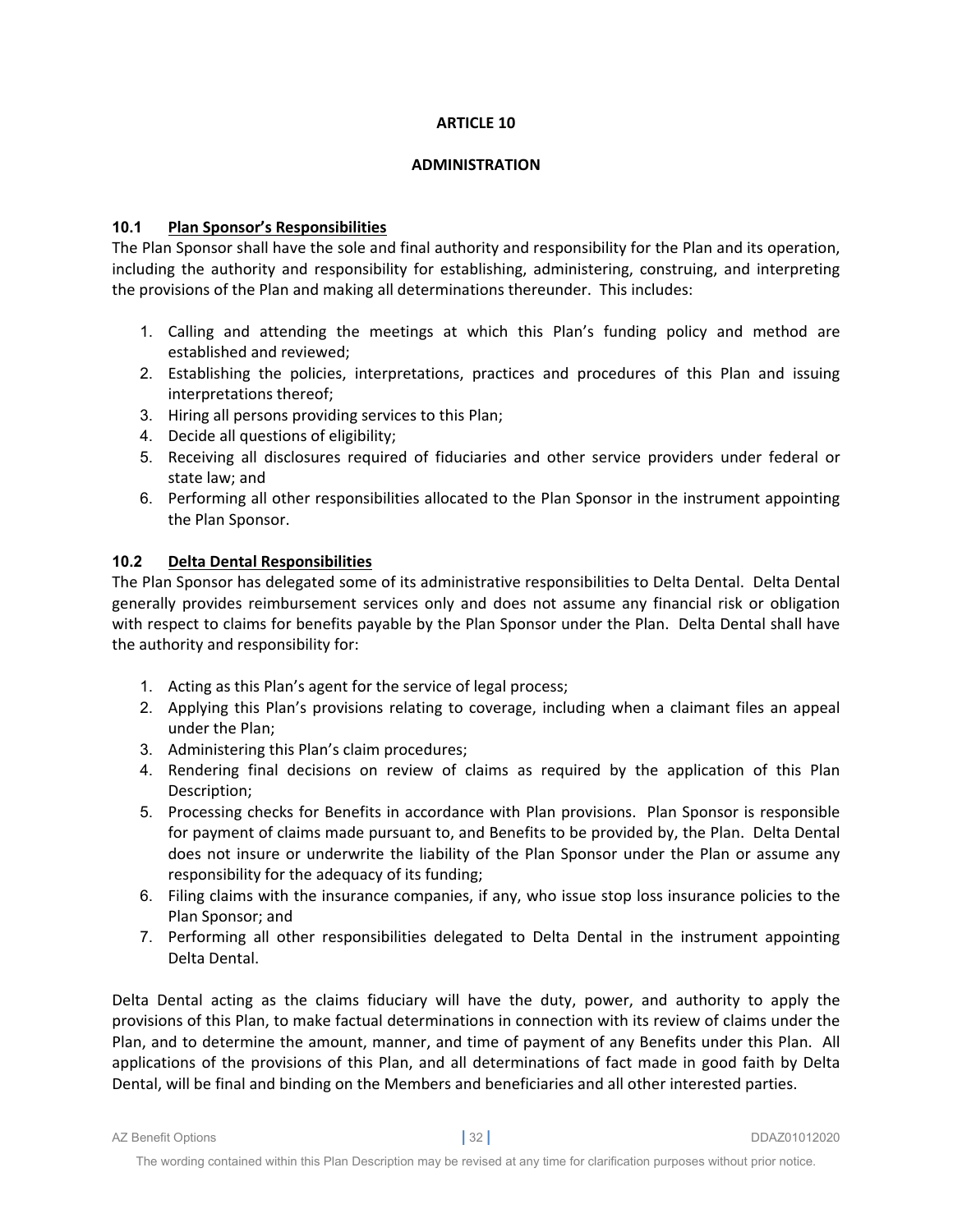# ARTICLE 10

## ADMINISTRATION

### 10.1 Plan Sponsor's Responsibilities

The Plan Sponsor shall have the sole and final authority and responsibility for the Plan and its operation, including the authority and responsibility for establishing, administering, construing, and interpreting the provisions of the Plan and making all determinations thereunder. This includes:

1. Calling and attending the meetings at which this Plan's funding policy and method are established and reviewed;
2. Establishing the policies, interpretations, practices and procedures of this Plan and issuing interpretations thereof;
3. Hiring all persons providing services to this Plan;
4. Decide all questions of eligibility;
5. Receiving all disclosures required of fiduciaries and other service providers under federal or state law; and
6. Performing all other responsibilities allocated to the Plan Sponsor in the instrument appointing the Plan Sponsor.

### 10.2 Delta Dental Responsibilities

The Plan Sponsor has delegated some of its administrative responsibilities to Delta Dental. Delta Dental generally provides reimbursement services only and does not assume any financial risk or obligation with respect to claims for benefits payable by the Plan Sponsor under the Plan. Delta Dental shall have the authority and responsibility for:

1. Acting as this Plan's agent for the service of legal process;
2. Applying this Plan's provisions relating to coverage, including when a claimant files an appeal under the Plan;
3. Administering this Plan's claim procedures;
4. Rendering final decisions on review of claims as required by the application of this Plan Description;
5. Processing checks for Benefits in accordance with Plan provisions. Plan Sponsor is responsible for payment of claims made pursuant to, and Benefits to be provided by, the Plan. Delta Dental does not insure or underwrite the liability of the Plan Sponsor under the Plan or assume any responsibility for the adequacy of its funding;
6. Filing claims with the insurance companies, if any, who issue stop loss insurance policies to the Plan Sponsor; and
7. Performing all other responsibilities delegated to Delta Dental in the instrument appointing Delta Dental.

Delta Dental acting as the claims fiduciary will have the duty, power, and authority to apply the provisions of this Plan, to make factual determinations in connection with its review of claims under the Plan, and to determine the amount, manner, and time of payment of any Benefits under this Plan. All applications of the provisions of this Plan, and all determinations of fact made in good faith by Delta Dental, will be final and binding on the Members and beneficiaries and all other interested parties.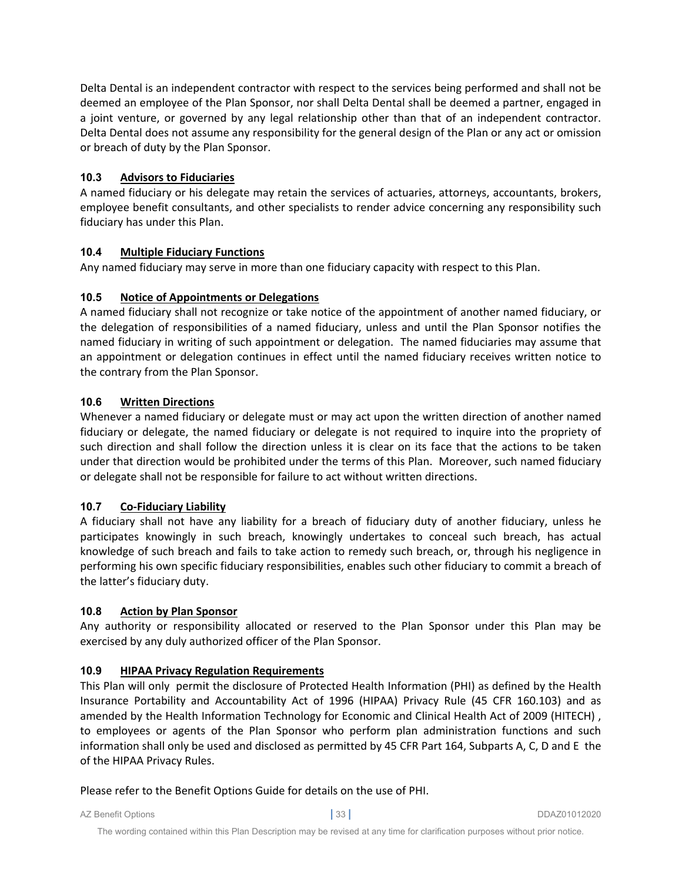Delta Dental is an independent contractor with respect to the services being performed and shall not be deemed an employee of the Plan Sponsor, nor shall Delta Dental shall be deemed a partner, engaged in a joint venture, or governed by any legal relationship other than that of an independent contractor. Delta Dental does not assume any responsibility for the general design of the Plan or any act or omission or breach of duty by the Plan Sponsor.

### 10.3 Advisors to Fiduciaries

A named fiduciary or his delegate may retain the services of actuaries, attorneys, accountants, brokers, employee benefit consultants, and other specialists to render advice concerning any responsibility such fiduciary has under this Plan.

### 10.4 Multiple Fiduciary Functions

Any named fiduciary may serve in more than one fiduciary capacity with respect to this Plan.

### 10.5 Notice of Appointments or Delegations

A named fiduciary shall not recognize or take notice of the appointment of another named fiduciary, or the delegation of responsibilities of a named fiduciary, unless and until the Plan Sponsor notifies the named fiduciary in writing of such appointment or delegation. The named fiduciaries may assume that an appointment or delegation continues in effect until the named fiduciary receives written notice to the contrary from the Plan Sponsor.

### 10.6 Written Directions

Whenever a named fiduciary or delegate must or may act upon the written direction of another named fiduciary or delegate, the named fiduciary or delegate is not required to inquire into the propriety of such direction and shall follow the direction unless it is clear on its face that the actions to be taken under that direction would be prohibited under the terms of this Plan. Moreover, such named fiduciary or delegate shall not be responsible for failure to act without written directions.

### 10.7 Co-Fiduciary Liability

A fiduciary shall not have any liability for a breach of fiduciary duty of another fiduciary, unless he participates knowingly in such breach, knowingly undertakes to conceal such breach, has actual knowledge of such breach and fails to take action to remedy such breach, or, through his negligence in performing his own specific fiduciary responsibilities, enables such other fiduciary to commit a breach of the latter's fiduciary duty.

### 10.8 Action by Plan Sponsor

Any authority or responsibility allocated or reserved to the Plan Sponsor under this Plan may be exercised by any duly authorized officer of the Plan Sponsor.

### 10.9 HIPAA Privacy Regulation Requirements

This Plan will only permit the disclosure of Protected Health Information (PHI) as defined by the Health Insurance Portability and Accountability Act of 1996 (HIPAA) Privacy Rule (45 CFR 160.103) and as amended by the Health Information Technology for Economic and Clinical Health Act of 2009 (HITECH) , to employees or agents of the Plan Sponsor who perform plan administration functions and such information shall only be used and disclosed as permitted by 45 CFR Part 164, Subparts A, C, D and E the of the HIPAA Privacy Rules.

Please refer to the Benefit Options Guide for details on the use of PHI.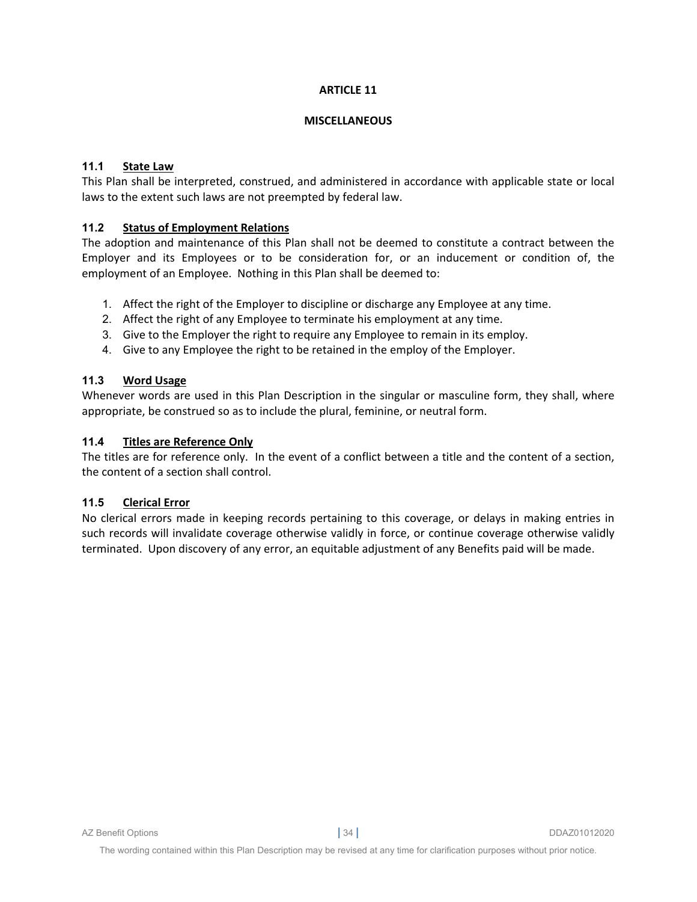# ARTICLE 11

## MISCELLANEOUS

### 11.1 State Law

This Plan shall be interpreted, construed, and administered in accordance with applicable state or local laws to the extent such laws are not preempted by federal law.

### 11.2 Status of Employment Relations

The adoption and maintenance of this Plan shall not be deemed to constitute a contract between the Employer and its Employees or to be consideration for, or an inducement or condition of, the employment of an Employee. Nothing in this Plan shall be deemed to:

1. Affect the right of the Employer to discipline or discharge any Employee at any time.
2. Affect the right of any Employee to terminate his employment at any time.
3. Give to the Employer the right to require any Employee to remain in its employ.
4. Give to any Employee the right to be retained in the employ of the Employer.

### 11.3 Word Usage

Whenever words are used in this Plan Description in the singular or masculine form, they shall, where appropriate, be construed so as to include the plural, feminine, or neutral form.

### 11.4 Titles are Reference Only

The titles are for reference only. In the event of a conflict between a title and the content of a section, the content of a section shall control.

### 11.5 Clerical Error

No clerical errors made in keeping records pertaining to this coverage, or delays in making entries in such records will invalidate coverage otherwise validly in force, or continue coverage otherwise validly terminated. Upon discovery of any error, an equitable adjustment of any Benefits paid will be made.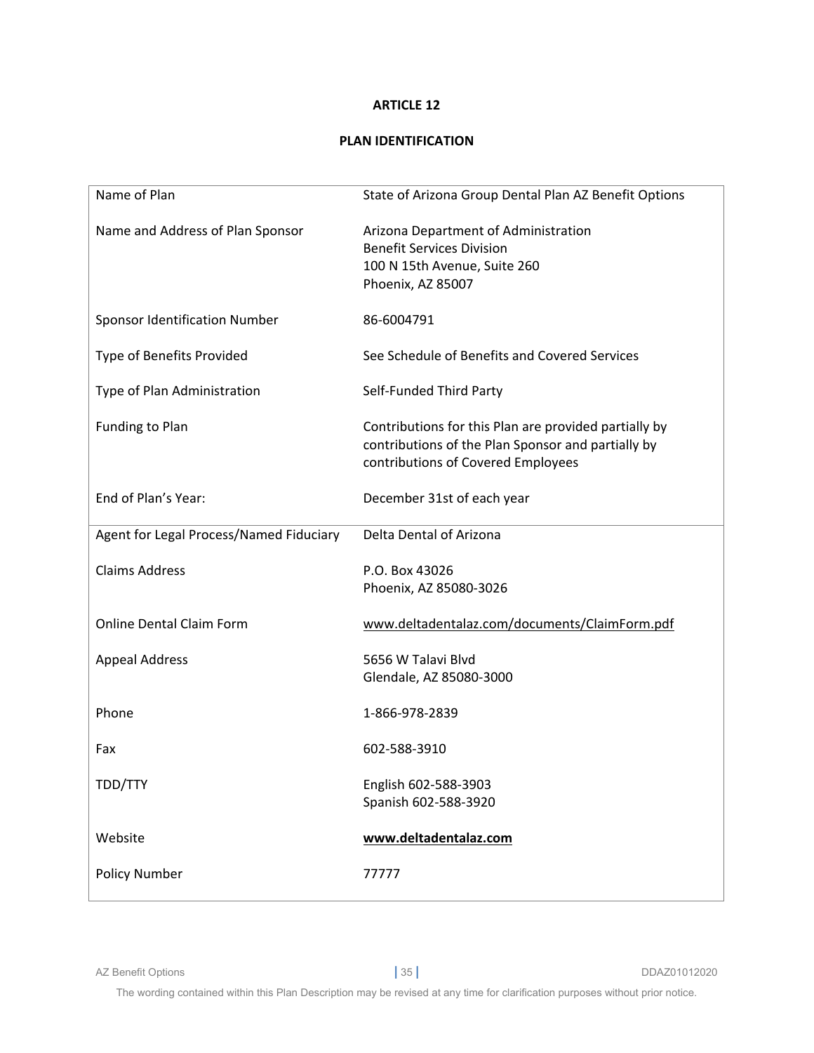# ARTICLE 12

## PLAN IDENTIFICATION

| | |
|---|---|
| Name of Plan | State of Arizona Group Dental Plan AZ Benefit Options |
| Name and Address of Plan Sponsor | Arizona Department of Administration<br>Benefit Services Division<br>100 N 15th Avenue, Suite 260<br>Phoenix, AZ 85007 |
| Sponsor Identification Number | 86-6004791 |
| Type of Benefits Provided | See Schedule of Benefits and Covered Services |
| Type of Plan Administration | Self-Funded Third Party |
| Funding to Plan | Contributions for this Plan are provided partially by contributions of the Plan Sponsor and partially by contributions of Covered Employees |
| End of Plan's Year: | December 31st of each year |
| Agent for Legal Process/Named Fiduciary | Delta Dental of Arizona |
| Claims Address | P.O. Box 43026<br>Phoenix, AZ 85080-3026 |
| Online Dental Claim Form | www.deltadentalaz.com/documents/ClaimForm.pdf |
| Appeal Address | 5656 W Talavi Blvd<br>Glendale, AZ 85080-3000 |
| Phone | 1-866-978-2839 |
| Fax | 602-588-3910 |
| TDD/TTY | English 602-588-3903<br>Spanish 602-588-3920 |
| Website | **www.deltadentalaz.com** |
| Policy Number | 77777 |

The wording contained within this Plan Description may be revised at any time for clarification purposes without prior notice.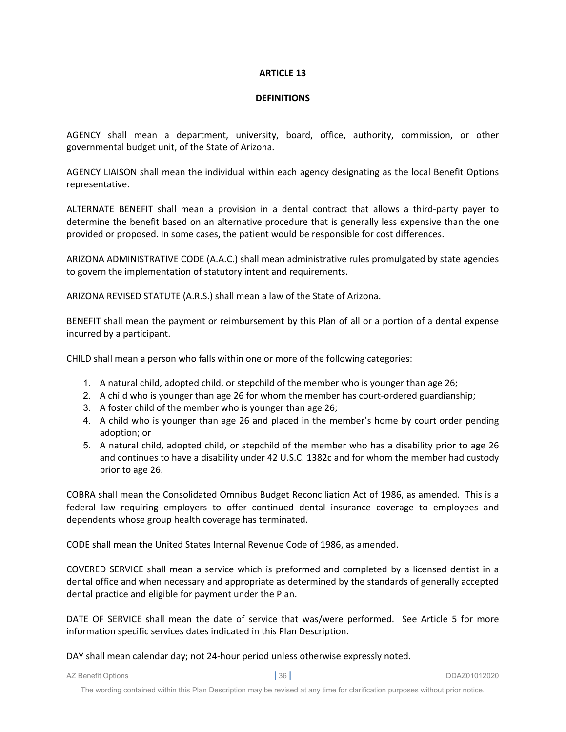# ARTICLE 13

## DEFINITIONS

AGENCY shall mean a department, university, board, office, authority, commission, or other governmental budget unit, of the State of Arizona.

AGENCY LIAISON shall mean the individual within each agency designating as the local Benefit Options representative.

ALTERNATE BENEFIT shall mean a provision in a dental contract that allows a third-party payer to determine the benefit based on an alternative procedure that is generally less expensive than the one provided or proposed. In some cases, the patient would be responsible for cost differences.

ARIZONA ADMINISTRATIVE CODE (A.A.C.) shall mean administrative rules promulgated by state agencies to govern the implementation of statutory intent and requirements.

ARIZONA REVISED STATUTE (A.R.S.) shall mean a law of the State of Arizona.

BENEFIT shall mean the payment or reimbursement by this Plan of all or a portion of a dental expense incurred by a participant.

CHILD shall mean a person who falls within one or more of the following categories:

1. A natural child, adopted child, or stepchild of the member who is younger than age 26;
2. A child who is younger than age 26 for whom the member has court-ordered guardianship;
3. A foster child of the member who is younger than age 26;
4. A child who is younger than age 26 and placed in the member's home by court order pending adoption; or
5. A natural child, adopted child, or stepchild of the member who has a disability prior to age 26 and continues to have a disability under 42 U.S.C. 1382c and for whom the member had custody prior to age 26.

COBRA shall mean the Consolidated Omnibus Budget Reconciliation Act of 1986, as amended. This is a federal law requiring employers to offer continued dental insurance coverage to employees and dependents whose group health coverage has terminated.

CODE shall mean the United States Internal Revenue Code of 1986, as amended.

COVERED SERVICE shall mean a service which is preformed and completed by a licensed dentist in a dental office and when necessary and appropriate as determined by the standards of generally accepted dental practice and eligible for payment under the Plan.

DATE OF SERVICE shall mean the date of service that was/were performed. See Article 5 for more information specific services dates indicated in this Plan Description.

DAY shall mean calendar day; not 24-hour period unless otherwise expressly noted.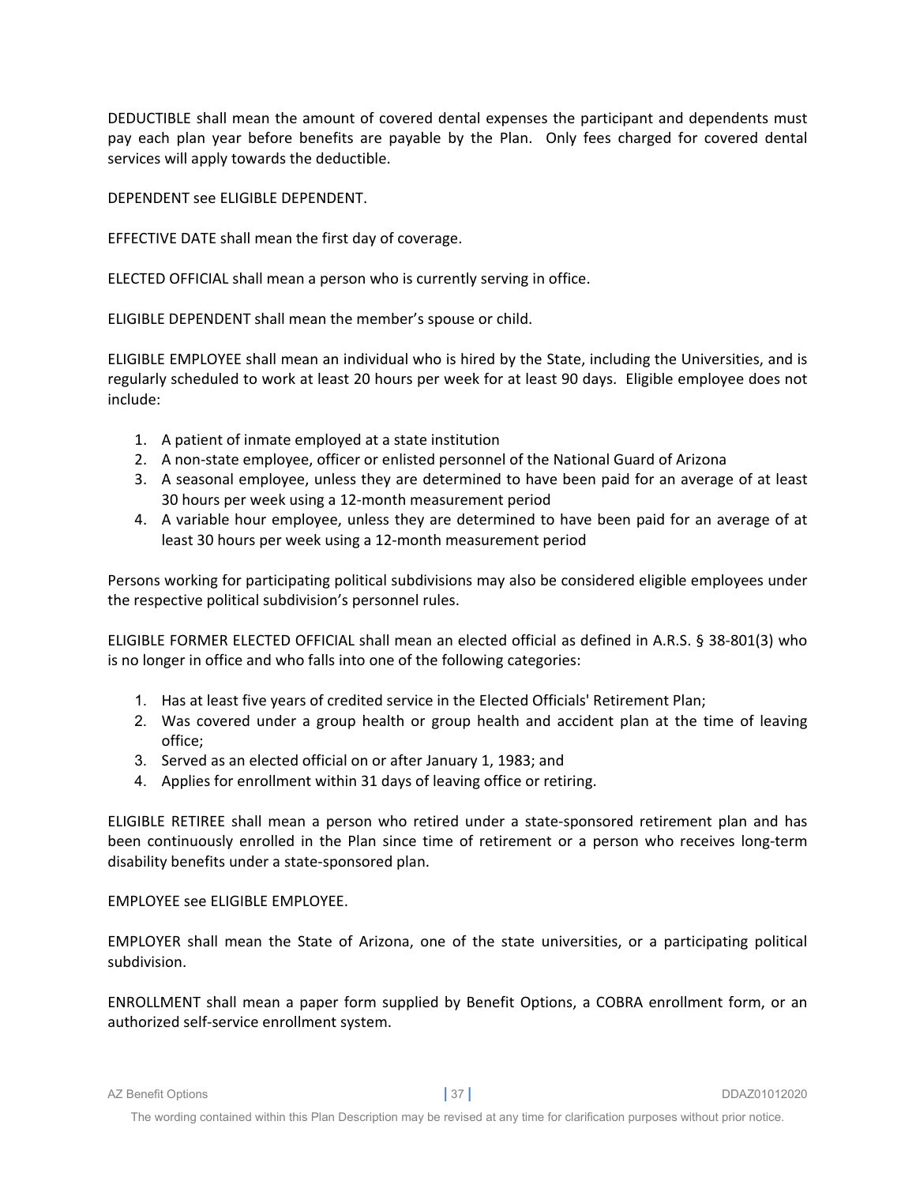DEDUCTIBLE shall mean the amount of covered dental expenses the participant and dependents must pay each plan year before benefits are payable by the Plan. Only fees charged for covered dental services will apply towards the deductible.

DEPENDENT see ELIGIBLE DEPENDENT.

EFFECTIVE DATE shall mean the first day of coverage.

ELECTED OFFICIAL shall mean a person who is currently serving in office.

ELIGIBLE DEPENDENT shall mean the member's spouse or child.

ELIGIBLE EMPLOYEE shall mean an individual who is hired by the State, including the Universities, and is regularly scheduled to work at least 20 hours per week for at least 90 days. Eligible employee does not include:

1. A patient of inmate employed at a state institution
2. A non-state employee, officer or enlisted personnel of the National Guard of Arizona
3. A seasonal employee, unless they are determined to have been paid for an average of at least 30 hours per week using a 12-month measurement period
4. A variable hour employee, unless they are determined to have been paid for an average of at least 30 hours per week using a 12-month measurement period

Persons working for participating political subdivisions may also be considered eligible employees under the respective political subdivision's personnel rules.

ELIGIBLE FORMER ELECTED OFFICIAL shall mean an elected official as defined in A.R.S. § 38-801(3) who is no longer in office and who falls into one of the following categories:

1. Has at least five years of credited service in the Elected Officials' Retirement Plan;
2. Was covered under a group health or group health and accident plan at the time of leaving office;
3. Served as an elected official on or after January 1, 1983; and
4. Applies for enrollment within 31 days of leaving office or retiring.

ELIGIBLE RETIREE shall mean a person who retired under a state-sponsored retirement plan and has been continuously enrolled in the Plan since time of retirement or a person who receives long-term disability benefits under a state-sponsored plan.

EMPLOYEE see ELIGIBLE EMPLOYEE.

EMPLOYER shall mean the State of Arizona, one of the state universities, or a participating political subdivision.

ENROLLMENT shall mean a paper form supplied by Benefit Options, a COBRA enrollment form, or an authorized self-service enrollment system.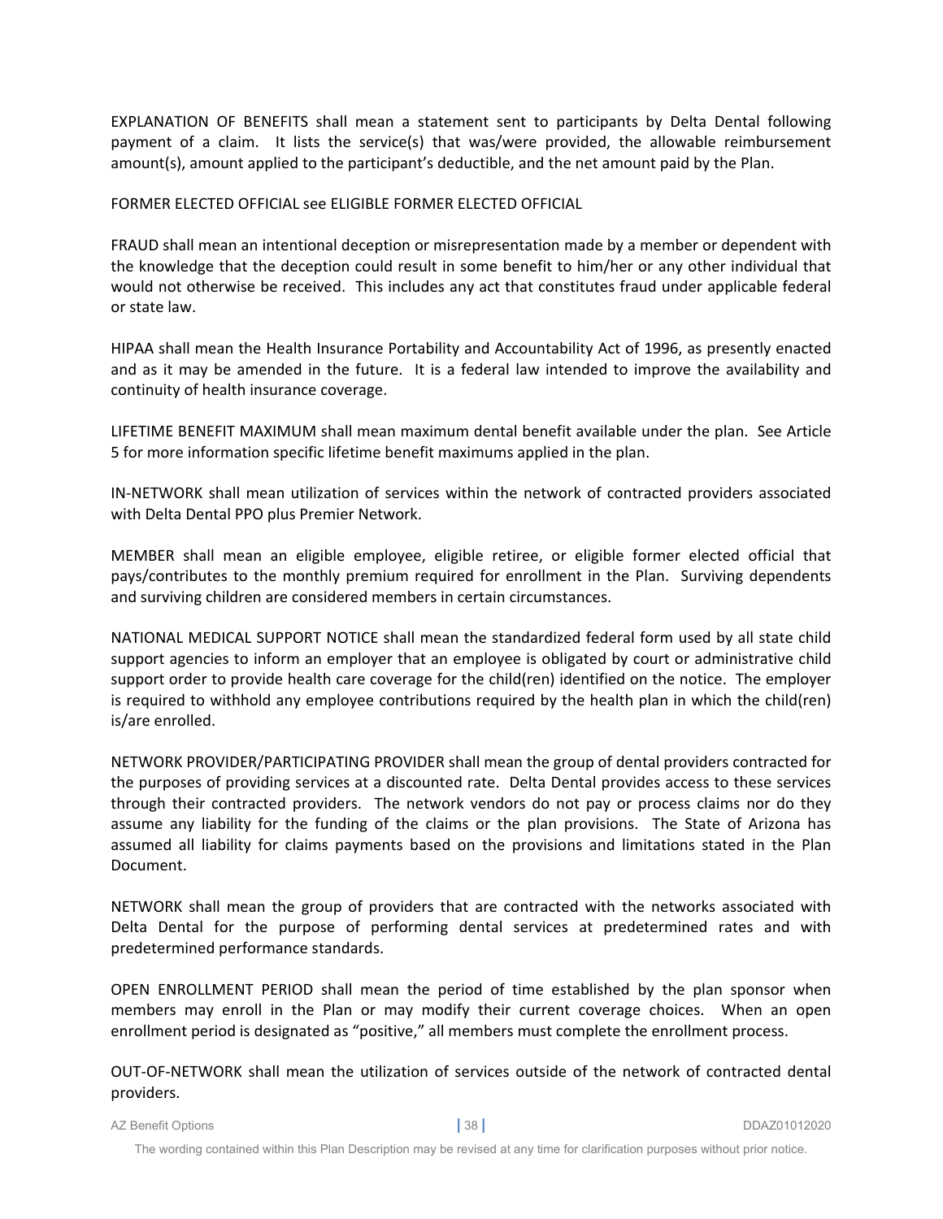EXPLANATION OF BENEFITS shall mean a statement sent to participants by Delta Dental following payment of a claim. It lists the service(s) that was/were provided, the allowable reimbursement amount(s), amount applied to the participant's deductible, and the net amount paid by the Plan.

FORMER ELECTED OFFICIAL see ELIGIBLE FORMER ELECTED OFFICIAL

FRAUD shall mean an intentional deception or misrepresentation made by a member or dependent with the knowledge that the deception could result in some benefit to him/her or any other individual that would not otherwise be received. This includes any act that constitutes fraud under applicable federal or state law.

HIPAA shall mean the Health Insurance Portability and Accountability Act of 1996, as presently enacted and as it may be amended in the future. It is a federal law intended to improve the availability and continuity of health insurance coverage.

LIFETIME BENEFIT MAXIMUM shall mean maximum dental benefit available under the plan. See Article 5 for more information specific lifetime benefit maximums applied in the plan.

IN-NETWORK shall mean utilization of services within the network of contracted providers associated with Delta Dental PPO plus Premier Network.

MEMBER shall mean an eligible employee, eligible retiree, or eligible former elected official that pays/contributes to the monthly premium required for enrollment in the Plan. Surviving dependents and surviving children are considered members in certain circumstances.

NATIONAL MEDICAL SUPPORT NOTICE shall mean the standardized federal form used by all state child support agencies to inform an employer that an employee is obligated by court or administrative child support order to provide health care coverage for the child(ren) identified on the notice. The employer is required to withhold any employee contributions required by the health plan in which the child(ren) is/are enrolled.

NETWORK PROVIDER/PARTICIPATING PROVIDER shall mean the group of dental providers contracted for the purposes of providing services at a discounted rate. Delta Dental provides access to these services through their contracted providers. The network vendors do not pay or process claims nor do they assume any liability for the funding of the claims or the plan provisions. The State of Arizona has assumed all liability for claims payments based on the provisions and limitations stated in the Plan Document.

NETWORK shall mean the group of providers that are contracted with the networks associated with Delta Dental for the purpose of performing dental services at predetermined rates and with predetermined performance standards.

OPEN ENROLLMENT PERIOD shall mean the period of time established by the plan sponsor when members may enroll in the Plan or may modify their current coverage choices. When an open enrollment period is designated as "positive," all members must complete the enrollment process.

OUT-OF-NETWORK shall mean the utilization of services outside of the network of contracted dental providers.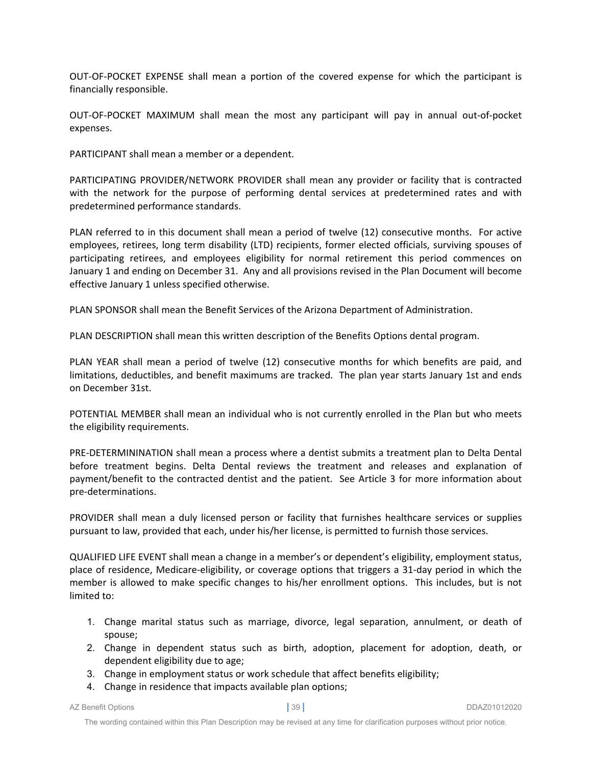OUT-OF-POCKET EXPENSE shall mean a portion of the covered expense for which the participant is financially responsible.

OUT-OF-POCKET MAXIMUM shall mean the most any participant will pay in annual out-of-pocket expenses.

PARTICIPANT shall mean a member or a dependent.

PARTICIPATING PROVIDER/NETWORK PROVIDER shall mean any provider or facility that is contracted with the network for the purpose of performing dental services at predetermined rates and with predetermined performance standards.

PLAN referred to in this document shall mean a period of twelve (12) consecutive months. For active employees, retirees, long term disability (LTD) recipients, former elected officials, surviving spouses of participating retirees, and employees eligibility for normal retirement this period commences on January 1 and ending on December 31. Any and all provisions revised in the Plan Document will become effective January 1 unless specified otherwise.

PLAN SPONSOR shall mean the Benefit Services of the Arizona Department of Administration.

PLAN DESCRIPTION shall mean this written description of the Benefits Options dental program.

PLAN YEAR shall mean a period of twelve (12) consecutive months for which benefits are paid, and limitations, deductibles, and benefit maximums are tracked. The plan year starts January 1st and ends on December 31st.

POTENTIAL MEMBER shall mean an individual who is not currently enrolled in the Plan but who meets the eligibility requirements.

PRE-DETERMININATION shall mean a process where a dentist submits a treatment plan to Delta Dental before treatment begins. Delta Dental reviews the treatment and releases and explanation of payment/benefit to the contracted dentist and the patient. See Article 3 for more information about pre-determinations.

PROVIDER shall mean a duly licensed person or facility that furnishes healthcare services or supplies pursuant to law, provided that each, under his/her license, is permitted to furnish those services.

QUALIFIED LIFE EVENT shall mean a change in a member's or dependent's eligibility, employment status, place of residence, Medicare-eligibility, or coverage options that triggers a 31-day period in which the member is allowed to make specific changes to his/her enrollment options. This includes, but is not limited to:

1. Change marital status such as marriage, divorce, legal separation, annulment, or death of spouse;
2. Change in dependent status such as birth, adoption, placement for adoption, death, or dependent eligibility due to age;
3. Change in employment status or work schedule that affect benefits eligibility;
4. Change in residence that impacts available plan options;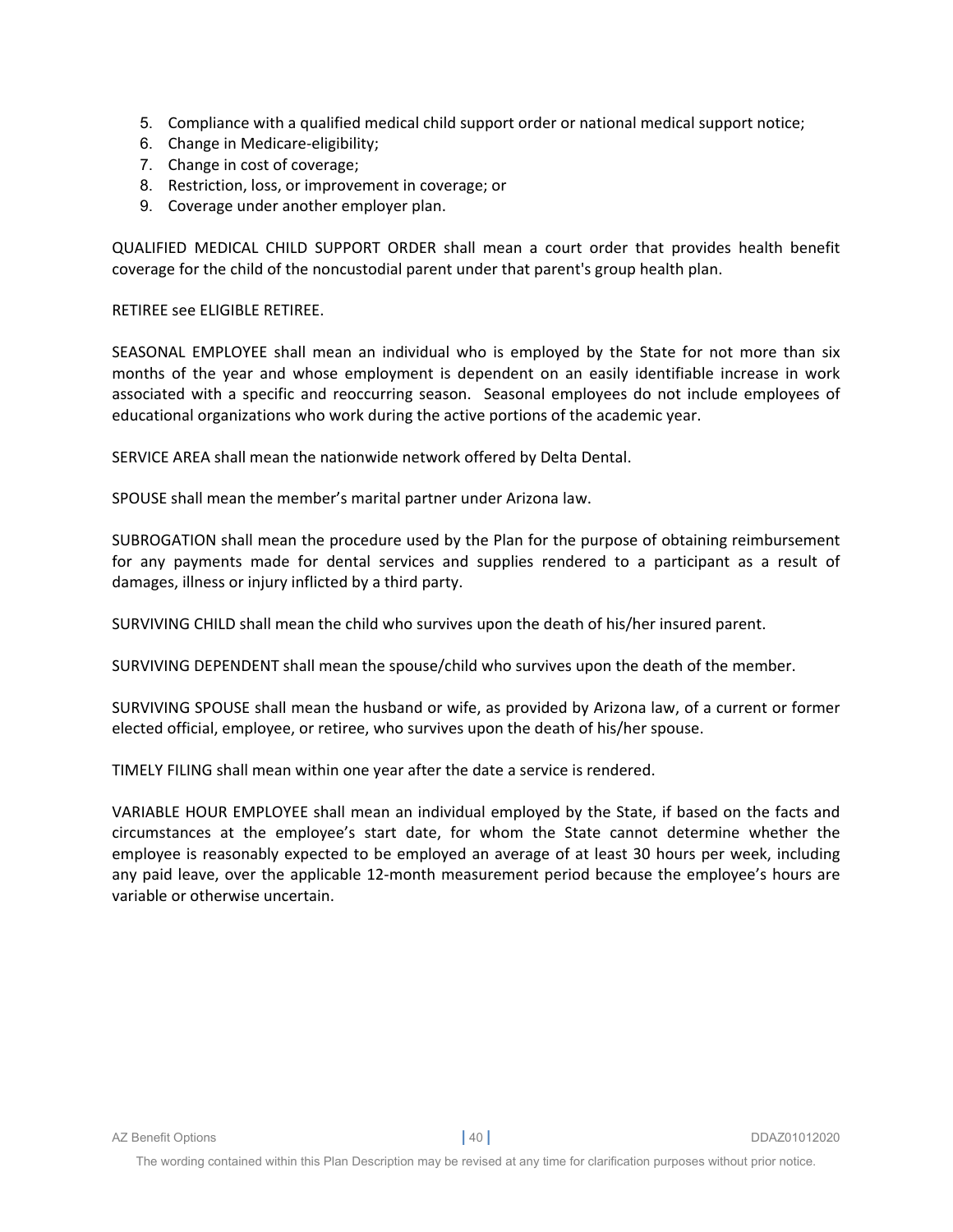5. Compliance with a qualified medical child support order or national medical support notice;
6. Change in Medicare-eligibility;
7. Change in cost of coverage;
8. Restriction, loss, or improvement in coverage; or
9. Coverage under another employer plan.

QUALIFIED MEDICAL CHILD SUPPORT ORDER shall mean a court order that provides health benefit coverage for the child of the noncustodial parent under that parent's group health plan.

RETIREE see ELIGIBLE RETIREE.

SEASONAL EMPLOYEE shall mean an individual who is employed by the State for not more than six months of the year and whose employment is dependent on an easily identifiable increase in work associated with a specific and reoccurring season. Seasonal employees do not include employees of educational organizations who work during the active portions of the academic year.

SERVICE AREA shall mean the nationwide network offered by Delta Dental.

SPOUSE shall mean the member's marital partner under Arizona law.

SUBROGATION shall mean the procedure used by the Plan for the purpose of obtaining reimbursement for any payments made for dental services and supplies rendered to a participant as a result of damages, illness or injury inflicted by a third party.

SURVIVING CHILD shall mean the child who survives upon the death of his/her insured parent.

SURVIVING DEPENDENT shall mean the spouse/child who survives upon the death of the member.

SURVIVING SPOUSE shall mean the husband or wife, as provided by Arizona law, of a current or former elected official, employee, or retiree, who survives upon the death of his/her spouse.

TIMELY FILING shall mean within one year after the date a service is rendered.

VARIABLE HOUR EMPLOYEE shall mean an individual employed by the State, if based on the facts and circumstances at the employee's start date, for whom the State cannot determine whether the employee is reasonably expected to be employed an average of at least 30 hours per week, including any paid leave, over the applicable 12-month measurement period because the employee's hours are variable or otherwise uncertain.